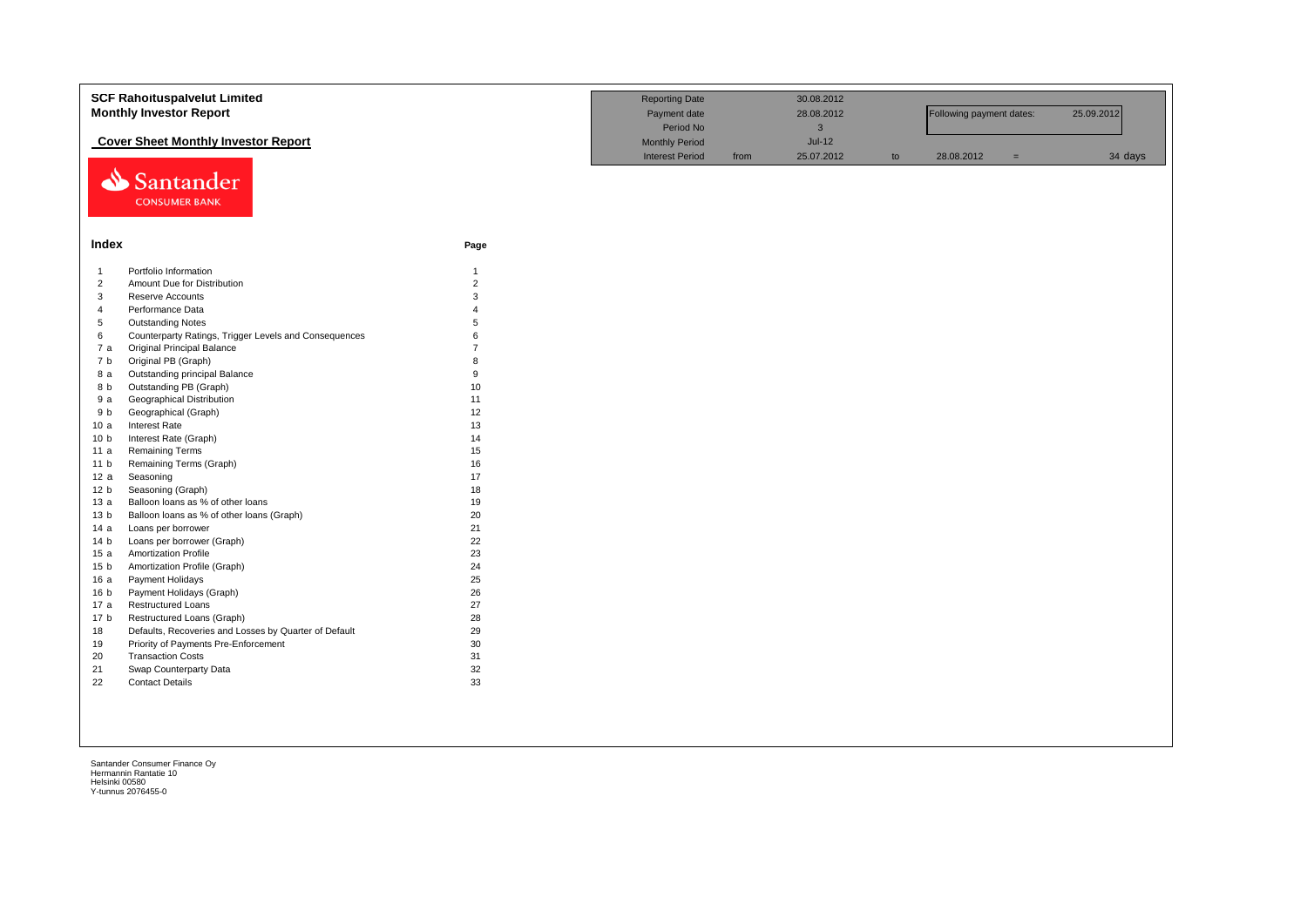**SCF Rahoituspalvelut Limited**
**Monthly Investor Report**

**Cover Sheet Monthly Investor Report**

| | | | | | | | | |
|---|---|---|---|---|---|---|---|---|
| Reporting Date | | 30.08.2012 | | | | | | |
| Payment date | | 28.08.2012 | | Following payment dates: | | | 25.09.2012 | |
| Period No | | 3 | | | | | | |
| Monthly Period | | Jul-12 | | | | | | |
| Interest Period | from | 25.07.2012 | to | 28.08.2012 | = | | | 34 days |

Santander
CONSUMER BANK

## Index

| | | Page |
|---|---|---|
| 1 | Portfolio Information | 1 |
| 2 | Amount Due for Distribution | 2 |
| 3 | Reserve Accounts | 3 |
| 4 | Performance Data | 4 |
| 5 | Outstanding Notes | 5 |
| 6 | Counterparty Ratings, Trigger Levels and Consequences | 6 |
| 7 a | Original Principal Balance | 7 |
| 7 b | Original PB (Graph) | 8 |
| 8 a | Outstanding principal Balance | 9 |
| 8 b | Outstanding PB (Graph) | 10 |
| 9 a | Geographical Distribution | 11 |
| 9 b | Geographical (Graph) | 12 |
| 10 a | Interest Rate | 13 |
| 10 b | Interest Rate (Graph) | 14 |
| 11 a | Remaining Terms | 15 |
| 11 b | Remaining Terms (Graph) | 16 |
| 12 a | Seasoning | 17 |
| 12 b | Seasoning (Graph) | 18 |
| 13 a | Balloon loans as % of other loans | 19 |
| 13 b | Balloon loans as % of other loans (Graph) | 20 |
| 14 a | Loans per borrower | 21 |
| 14 b | Loans per borrower (Graph) | 22 |
| 15 a | Amortization Profile | 23 |
| 15 b | Amortization Profile (Graph) | 24 |
| 16 a | Payment Holidays | 25 |
| 16 b | Payment Holidays (Graph) | 26 |
| 17 a | Restructured Loans | 27 |
| 17 b | Restructured Loans (Graph) | 28 |
| 18 | Defaults, Recoveries and Losses by Quarter of Default | 29 |
| 19 | Priority of Payments Pre-Enforcement | 30 |
| 20 | Transaction Costs | 31 |
| 21 | Swap Counterparty Data | 32 |
| 22 | Contact Details | 33 |

Santander Consumer Finance Oy
Hermannin Rantatie 10
Helsinki 00580
Y-tunnus 2076455-0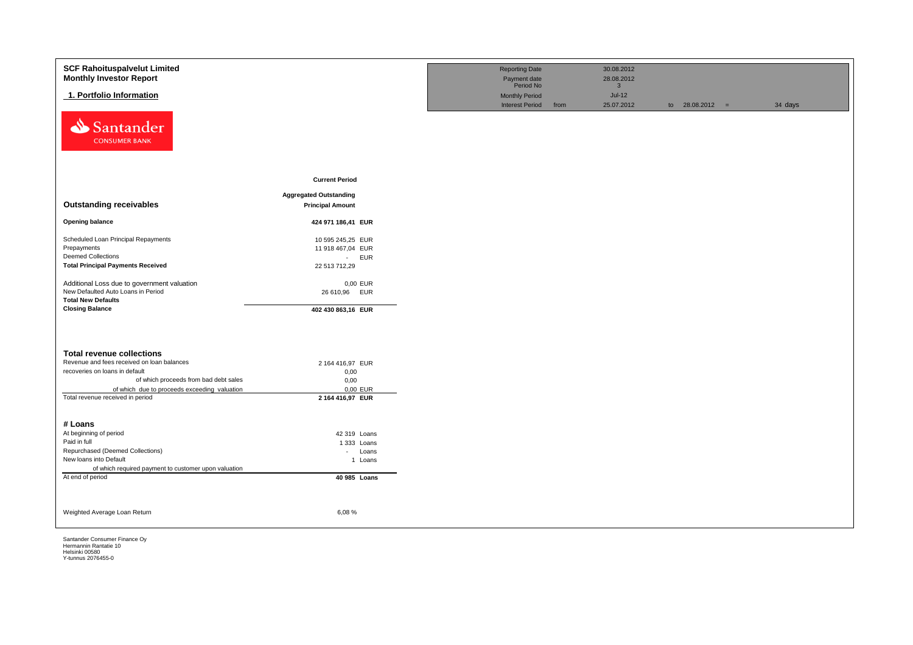# SCF Rahoituspalvelut Limited
## Monthly Investor Report

### 1. Portfolio Information

| | | | | |
|---|---|---|---|---|
| Reporting Date | | 30.08.2012 | | |
| Payment date | | 28.08.2012 | | |
| Period No | | 3 | | |
| Monthly Period | | Jul-12 | | |
| Interest Period | from | 25.07.2012 | to 28.08.2012 = | 34 days |

Santander CONSUMER BANK

| | Current Period | |
|---|---|---|
| **Outstanding receivables** | **Aggregated Outstanding Principal Amount** | |
| **Opening balance** | **424 971 186,41** | **EUR** |
| Scheduled Loan Principal Repayments | 10 595 245,25 | EUR |
| Prepayments | 11 918 467,04 | EUR |
| Deemed Collections | - | EUR |
| **Total Principal Payments Received** | 22 513 712,29 | |
| Additional Loss due to government valuation | 0,00 | EUR |
| New Defaulted Auto Loans in Period | 26 610,96 | EUR |
| **Total New Defaults** | | |
| **Closing Balance** | **402 430 863,16** | **EUR** |

| **Total revenue collections** | | |
|---|---|---|
| Revenue and fees received on loan balances | 2 164 416,97 | EUR |
| recoveries on loans in default | 0,00 | |
| of which proceeds from bad debt sales | 0,00 | |
| of which due to proceeds exceeding valuation | 0,00 | EUR |
| Total revenue received in period | **2 164 416,97** | **EUR** |

| **# Loans** | | |
|---|---|---|
| At beginning of period | 42 319 | Loans |
| Paid in full | 1 333 | Loans |
| Repurchased (Deemed Collections) | - | Loans |
| New loans into Default | 1 | Loans |
| of which required payment to customer upon valuation | | |
| At end of period | **40 985** | **Loans** |

Weighted Average Loan Return 6,08 %

Santander Consumer Finance Oy
Hermannin Rantatie 10
Helsinki 00580
Y-tunnus 2076455-0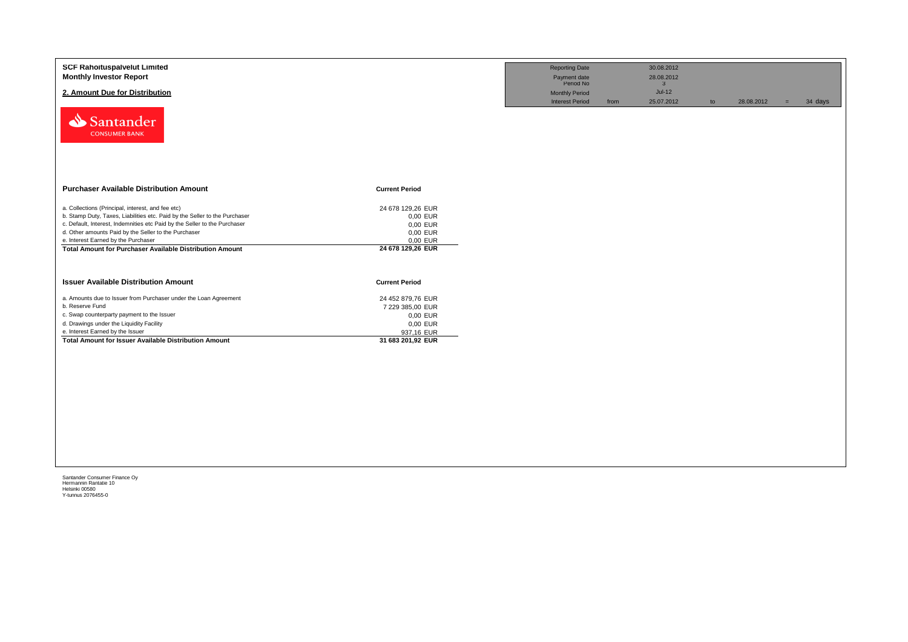**SCF Rahoituspalvelut Limited**
**Monthly Investor Report**

## 2. Amount Due for Distribution

| | | | | | | |
|---|---|---|---|---|---|---|
| Reporting Date | | 30.08.2012 | | | | |
| Payment date | | 28.08.2012 | | | | |
| Period No | | 3 | | | | |
| Monthly Period | | Jul-12 | | | | |
| Interest Period | from | 25.07.2012 | to | 28.08.2012 | = | 34 days |

Santander CONSUMER BANK

| Purchaser Available Distribution Amount | Current Period |
|---|---|
| a. Collections (Principal, interest, and fee etc) | 24 678 129,26 EUR |
| b. Stamp Duty, Taxes, Liabilities etc. Paid by the Seller to the Purchaser | 0,00 EUR |
| c. Default, Interest, Indemnities etc Paid by the Seller to the Purchaser | 0,00 EUR |
| d. Other amounts Paid by the Seller to the Purchaser | 0,00 EUR |
| e. Interest Earned by the Purchaser | 0,00 EUR |
| **Total Amount for Purchaser Available Distribution Amount** | **24 678 129,26 EUR** |

| Issuer Available Distribution Amount | Current Period |
|---|---|
| a. Amounts due to Issuer from Purchaser under the Loan Agreement | 24 452 879,76 EUR |
| b. Reserve Fund | 7 229 385,00 EUR |
| c. Swap counterparty payment to the Issuer | 0,00 EUR |
| d. Drawings under the Liquidity Facility | 0,00 EUR |
| e. Interest Earned by the Issuer | 937,16 EUR |
| **Total Amount for Issuer Available Distribution Amount** | **31 683 201,92 EUR** |

Santander Consumer Finance Oy
Hermannin Rantatie 10
Helsinki 00580
Y-tunnus 2076455-0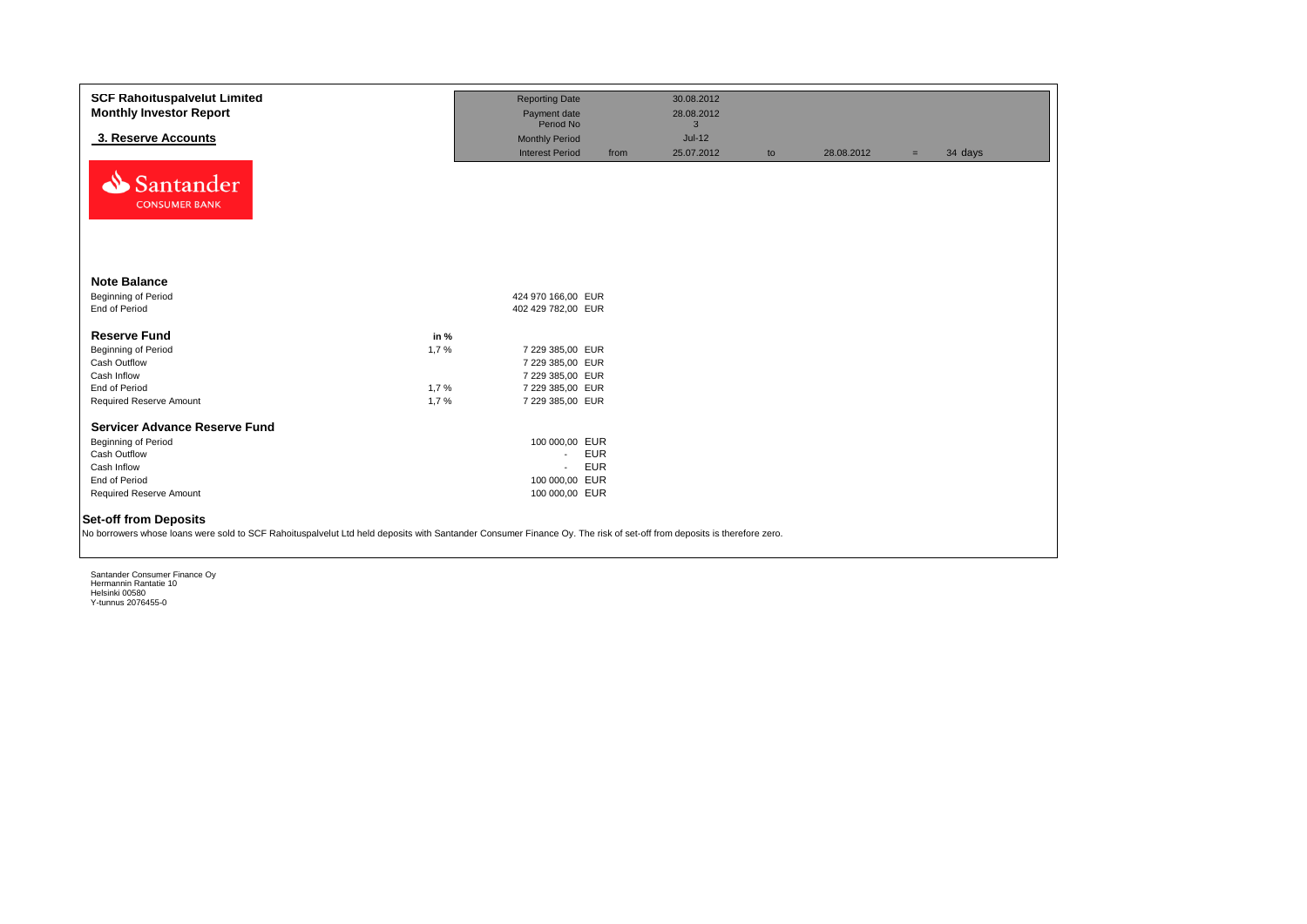**SCF Rahoituspalvelut Limited**
**Monthly Investor Report**

## 3. Reserve Accounts

| | | | | | | |
|---|---|---|---|---|---|---|
| Reporting Date | | 30.08.2012 | | | | |
| Payment date | | 28.08.2012 | | | | |
| Period No | | 3 | | | | |
| Monthly Period | | Jul-12 | | | | |
| Interest Period | from | 25.07.2012 | to | 28.08.2012 | = | 34 days |

Santander CONSUMER BANK

### Note Balance

| | | |
|---|---|---|
| Beginning of Period | 424 970 166,00 | EUR |
| End of Period | 402 429 782,00 | EUR |

### Reserve Fund

| | in % | | |
|---|---|---|---|
| Beginning of Period | 1,7 % | 7 229 385,00 | EUR |
| Cash Outflow | | 7 229 385,00 | EUR |
| Cash Inflow | | 7 229 385,00 | EUR |
| End of Period | 1,7 % | 7 229 385,00 | EUR |
| Required Reserve Amount | 1,7 % | 7 229 385,00 | EUR |

### Servicer Advance Reserve Fund

| | | |
|---|---|---|
| Beginning of Period | 100 000,00 | EUR |
| Cash Outflow | - | EUR |
| Cash Inflow | - | EUR |
| End of Period | 100 000,00 | EUR |
| Required Reserve Amount | 100 000,00 | EUR |

### Set-off from Deposits

No borrowers whose loans were sold to SCF Rahoituspalvelut Ltd held deposits with Santander Consumer Finance Oy. The risk of set-off from deposits is therefore zero.

Santander Consumer Finance Oy
Hermannin Rantatie 10
Helsinki 00580
Y-tunnus 2076455-0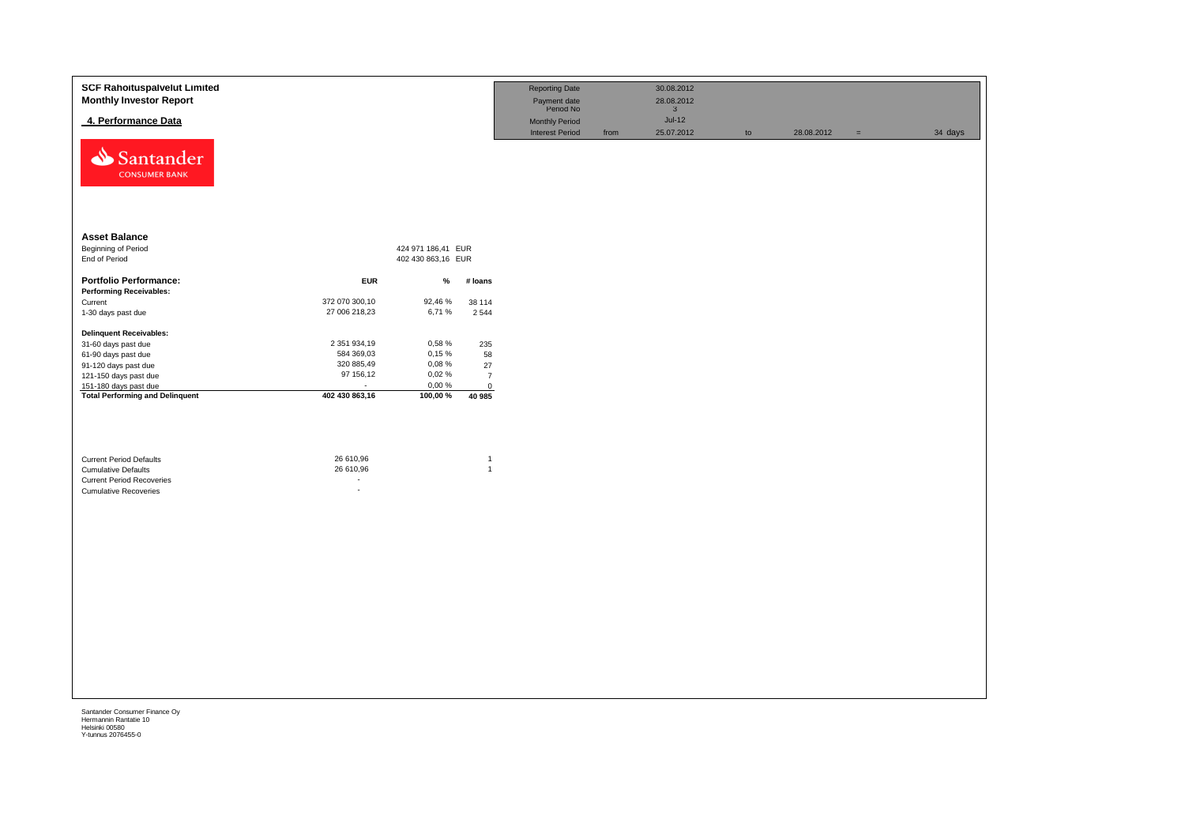**SCF Rahoituspalvelut Limited**
**Monthly Investor Report**

## 4. Performance Data

| | | | | | | |
|---|---|---|---|---|---|---|
| Reporting Date | | 30.08.2012 | | | | |
| Payment date | | 28.08.2012 | | | | |
| Period No | | 3 | | | | |
| Monthly Period | | Jul-12 | | | | |
| Interest Period | from | 25.07.2012 | to | 28.08.2012 | = | 34 days |

Santander CONSUMER BANK

### Asset Balance

| | | |
|---|---|---|
| Beginning of Period | 424 971 186,41 | EUR |
| End of Period | 402 430 863,16 | EUR |

| Portfolio Performance: | EUR | % | # loans |
|---|---|---|---|
| **Performing Receivables:** | | | |
| Current | 372 070 300,10 | 92,46 % | 38 114 |
| 1-30 days past due | 27 006 218,23 | 6,71 % | 2 544 |
| **Delinquent Receivables:** | | | |
| 31-60 days past due | 2 351 934,19 | 0,58 % | 235 |
| 61-90 days past due | 584 369,03 | 0,15 % | 58 |
| 91-120 days past due | 320 885,49 | 0,08 % | 27 |
| 121-150 days past due | 97 156,12 | 0,02 % | 7 |
| 151-180 days past due | - | 0,00 % | 0 |
| **Total Performing and Delinquent** | **402 430 863,16** | **100,00 %** | **40 985** |

| | | |
|---|---|---|
| Current Period Defaults | 26 610,96 | 1 |
| Cumulative Defaults | 26 610,96 | 1 |
| Current Period Recoveries | - | |
| Cumulative Recoveries | - | |

Santander Consumer Finance Oy
Hermannin Rantatie 10
Helsinki 00580
Y-tunnus 2076455-0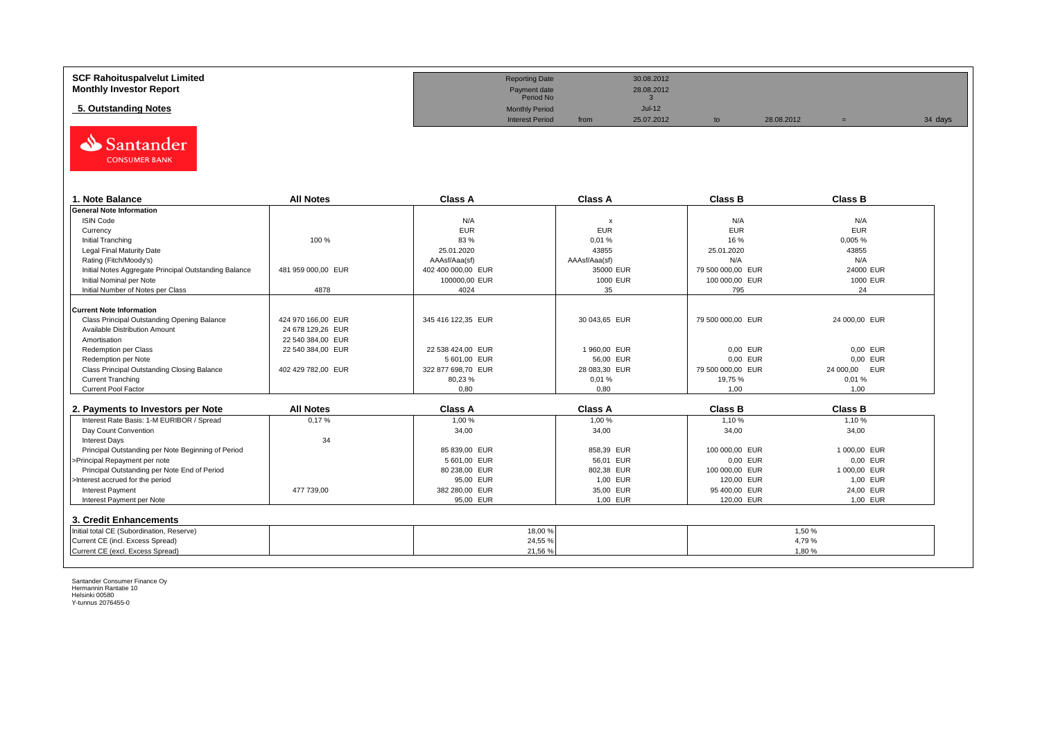**SCF Rahoituspalvelut Limited**
**Monthly Investor Report**

**5. Outstanding Notes**

| | | | | | | |
|---|---|---|---|---|---|---|
| Reporting Date | | 30.08.2012 | | | | |
| Payment date | | 28.08.2012 | | | | |
| Period No | | 3 | | | | |
| Monthly Period | | Jul-12 | | | | |
| Interest Period | from | 25.07.2012 | to | 28.08.2012 | = | 34 days |

Santander CONSUMER BANK

| 1. Note Balance | All Notes | Class A | Class A | Class B | Class B |
|---|---|---|---|---|---|
| **General Note Information** | | | | | |
| ISIN Code | | N/A | x | N/A | N/A |
| Currency | | EUR | EUR | EUR | EUR |
| Initial Tranching | 100 % | 83 % | 0,01 % | 16 % | 0,005 % |
| Legal Final Maturity Date | | 25.01.2020 | 43855 | 25.01.2020 | 43855 |
| Rating (Fitch/Moody's) | | AAAsf/Aaa(sf) | AAAsf/Aaa(sf) | N/A | N/A |
| Initial Notes Aggregate Principal Outstanding Balance | 481 959 000,00 EUR | 402 400 000,00 EUR | 35000 EUR | 79 500 000,00 EUR | 24000 EUR |
| Initial Nominal per Note | | 100000,00 EUR | 1000 EUR | 100 000,00 EUR | 1000 EUR |
| Initial Number of Notes per Class | 4878 | 4024 | 35 | 795 | 24 |
| **Current Note Information** | | | | | |
| Class Principal Outstanding Opening Balance | 424 970 166,00 EUR | 345 416 122,35 EUR | 30 043,65 EUR | 79 500 000,00 EUR | 24 000,00 EUR |
| Available Distribution Amount | 24 678 129,26 EUR | | | | |
| Amortisation | 22 540 384,00 EUR | | | | |
| Redemption per Class | 22 540 384,00 EUR | 22 538 424,00 EUR | 1 960,00 EUR | 0,00 EUR | 0,00 EUR |
| Redemption per Note | | 5 601,00 EUR | 56,00 EUR | 0,00 EUR | 0,00 EUR |
| Class Principal Outstanding Closing Balance | 402 429 782,00 EUR | 322 877 698,70 EUR | 28 083,30 EUR | 79 500 000,00 EUR | 24 000,00 EUR |
| Current Tranching | | 80,23 % | 0,01 % | 19,75 % | 0,01 % |
| Current Pool Factor | | 0,80 | 0,80 | 1,00 | 1,00 |

| 2. Payments to Investors per Note | All Notes | Class A | Class A | Class B | Class B |
|---|---|---|---|---|---|
| Interest Rate Basis: 1-M EURIBOR / Spread | 0,17 % | 1,00 % | 1,00 % | 1,10 % | 1,10 % |
| Day Count Convention | | 34,00 | 34,00 | 34,00 | 34,00 |
| Interest Days | 34 | | | | |
| Principal Outstanding per Note Beginning of Period | | 85 839,00 EUR | 858,39 EUR | 100 000,00 EUR | 1 000,00 EUR |
| >Principal Repayment per note | | 5 601,00 EUR | 56,01 EUR | 0,00 EUR | 0,00 EUR |
| Principal Outstanding per Note End of Period | | 80 238,00 EUR | 802,38 EUR | 100 000,00 EUR | 1 000,00 EUR |
| >Interest accrued for the period | | 95,00 EUR | 1,00 EUR | 120,00 EUR | 1,00 EUR |
| Interest Payment | 477 739,00 | 382 280,00 EUR | 35,00 EUR | 95 400,00 EUR | 24,00 EUR |
| Interest Payment per Note | | 95,00 EUR | 1,00 EUR | 120,00 EUR | 1,00 EUR |

**3. Credit Enhancements**

| | | Class A | | Class B |
|---|---|---|---|---|
| Initial total CE (Subordination, Reserve) | | 18,00 % | | 1,50 % |
| Current CE (incl. Excess Spread) | | 24,55 % | | 4,79 % |
| Current CE (excl. Excess Spread) | | 21,56 % | | 1,80 % |

Santander Consumer Finance Oy
Hermannin Rantatie 10
Helsinki 00580
Y-tunnus 2076455-0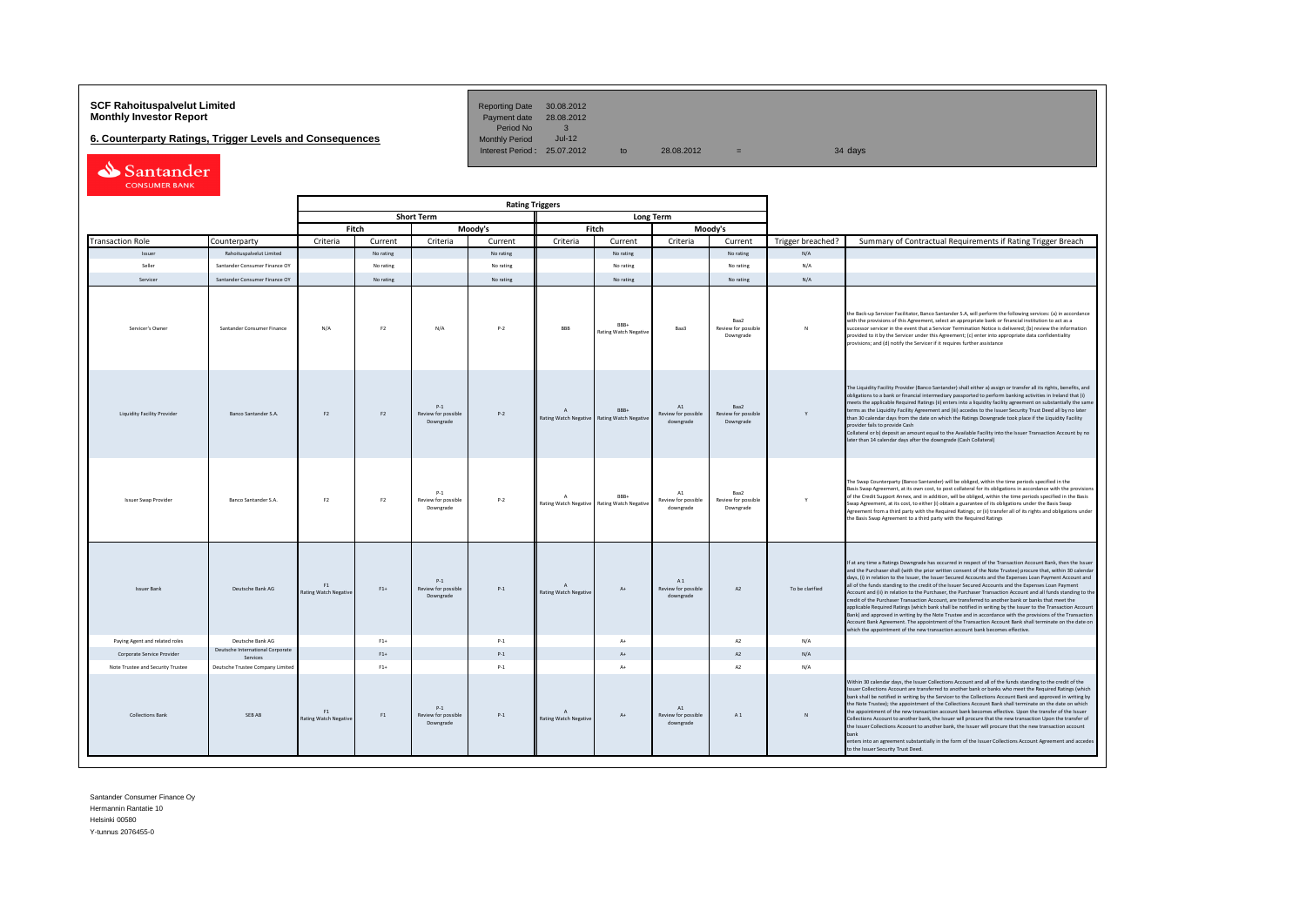**SCF Rahoituspalvelut Limited**
**Monthly Investor Report**

**6. Counterparty Ratings, Trigger Levels and Consequences**

| | | | | |
|---|---|---|---|---|
| Reporting Date | 30.08.2012 | | | |
| Payment date | 28.08.2012 | | | |
| Period No | 3 | | | |
| Monthly Period | Jul-12 | | | |
| Interest Period : | 25.07.2012 | to | 28.08.2012 | = 34 days |

| | | Rating Triggers | | | | | | | | | |
|---|---|---|---|---|---|---|---|---|---|---|---|
| | | Short Term | | | | Long Term | | | | | |
| | | Fitch | | Moody's | | Fitch | | Moody's | | | |
| Transaction Role | Counterparty | Criteria | Current | Criteria | Current | Criteria | Current | Criteria | Current | Trigger breached? | Summary of Contractual Requirements if Rating Trigger Breach |
| Issuer | Rahoituspalvelut Limited | | No rating | | No rating | | No rating | | No rating | N/A | |
| Seller | Santander Consumer Finance OY | | No rating | | No rating | | No rating | | No rating | N/A | |
| Servicer | Santander Consumer Finance OY | | No rating | | No rating | | No rating | | No rating | N/A | |
| Servicer's Owner | Santander Consumer Finance | N/A | F2 | N/A | P-2 | BBB | BBB+ Rating Watch Negative | Baa3 | Baa2 Review for possible Downgrade | N | the Back-up Servicer Facilitator, Banco Santander S.A, will perform the following services: (a) in accordance with the provisions of this Agreement, select an appropriate bank or financial institution to act as a successor servicer in the event that a Servicer Termination Notice is delivered; (b) review the information provided to it by the Servicer under this Agreement; (c) enter into appropriate data confidentiality provisions; and (d) notify the Servicer if it requires further assistance |
| Liquidity Facility Provider | Banco Santander S.A. | F2 | F2 | P-1 Review for possible Downgrade | P-2 | A Rating Watch Negative | BBB+ Rating Watch Negative | A1 Review for possible downgrade | Baa2 Review for possible Downgrade | Y | The Liquidity Facility Provider (Banco Santander) shall either a) assign or transfer all its rights, benefits, and obligations to a bank or financial intermediary passported to perform banking activities in Ireland that (i) meets the applicable Required Ratings (ii) enters into a liquidity facility agreement on substantially the same terms as the Liquidity Facility Agreement and (iii) accedes to the Issuer Security Trust Deed all by no later than 30 calendar days from the date on which the Ratings Downgrade took place if the Liquidity Facility provider fails to provide Cash Collateral or b) deposit an amount equal to the Available Facility into the Issuer Transaction Account by no later than 14 calendar days after the downgrade (Cash Collateral) |
| Issuer Swap Provider | Banco Santander S.A. | F2 | F2 | P-1 Review for possible Downgrade | P-2 | A Rating Watch Negative | BBB+ Rating Watch Negative | A1 Review for possible downgrade | Baa2 Review for possible Downgrade | Y | The Swap Counterparty (Banco Santander) will be obliged, within the time periods specified in the Basis Swap Agreement, at its own cost, to post collateral for its obligations in accordance with the provisions of the Credit Support Annex, and in addition, will be obliged, within the time periods specified in the Basis Swap Agreement, at its cost, to either (i) obtain a guarantee of its obligations under the Basis Swap Agreement from a third party with the Required Ratings; or (ii) transfer all of its rights and obligations under the Basis Swap Agreement to a third party with the Required Ratings |
| Issuer Bank | Deutsche Bank AG | F1 Rating Watch Negative | F1+ | P-1 Review for possible Downgrade | P-1 | A Rating Watch Negative | A+ | A 1 Review for possible downgrade | A2 | To be clarified | If at any time a Ratings Downgrade has occurred in respect of the Transaction Account Bank, then the Issuer and the Purchaser shall (with the prior written consent of the Note Trustee) procure that, within 30 calendar days, (i) in relation to the Issuer, the Issuer Secured Accounts and the Expenses Loan Payment Account and all of the funds standing to the credit of the Issuer Secured Accounts and the Expenses Loan Payment Account and (ii) in relation to the Purchaser, the Purchaser Transaction Account and all funds standing to the credit of the Purchaser Transaction Account, are transferred to another bank or banks that meet the applicable Required Ratings (which bank shall be notified in writing by the Issuer to the Transaction Account Bank) and approved in writing by the Note Trustee and in accordance with the provisions of the Transaction Account Bank Agreement. The appointment of the Transaction Account Bank shall terminate on the date on which the appointment of the new transaction account bank becomes effective. |
| Paying Agent and related roles | Deutsche Bank AG | | F1+ | | P-1 | | A+ | | A2 | N/A | |
| Corporate Service Provider | Deutsche International Corporate Services | | F1+ | | P-1 | | A+ | | A2 | N/A | |
| Note Trustee and Security Trustee | Deutsche Trustee Company Limited | | F1+ | | P-1 | | A+ | | A2 | N/A | |
| Collections Bank | SEB AB | F1 Rating Watch Negative | F1 | P-1 Review for possible Downgrade | P-1 | A Rating Watch Negative | A+ | A1 Review for possible downgrade | A 1 | N | Within 30 calendar days, the Issuer Collections Account and all of the funds standing to the credit of the Issuer Collections Account are transferred to another bank or banks who meet the Required Ratings (which bank shall be notified in writing by the Servicer to the Collections Account Bank and approved in writing by the Note Trustee); the appointment of the Collections Account Bank shall terminate on the date on which the appointment of the new transaction account bank becomes effective. Upon the transfer of the Issuer Collections Account to another bank, the Issuer will procure that the new transaction Upon the transfer of the Issuer Collections Account to another bank, the Issuer will procure that the new transaction account bank enters into an agreement substantially in the form of the Issuer Collections Account Agreement and accedes to the Issuer Security Trust Deed. |

Santander Consumer Finance Oy
Hermannin Rantatie 10
Helsinki 00580
Y-tunnus 2076455-0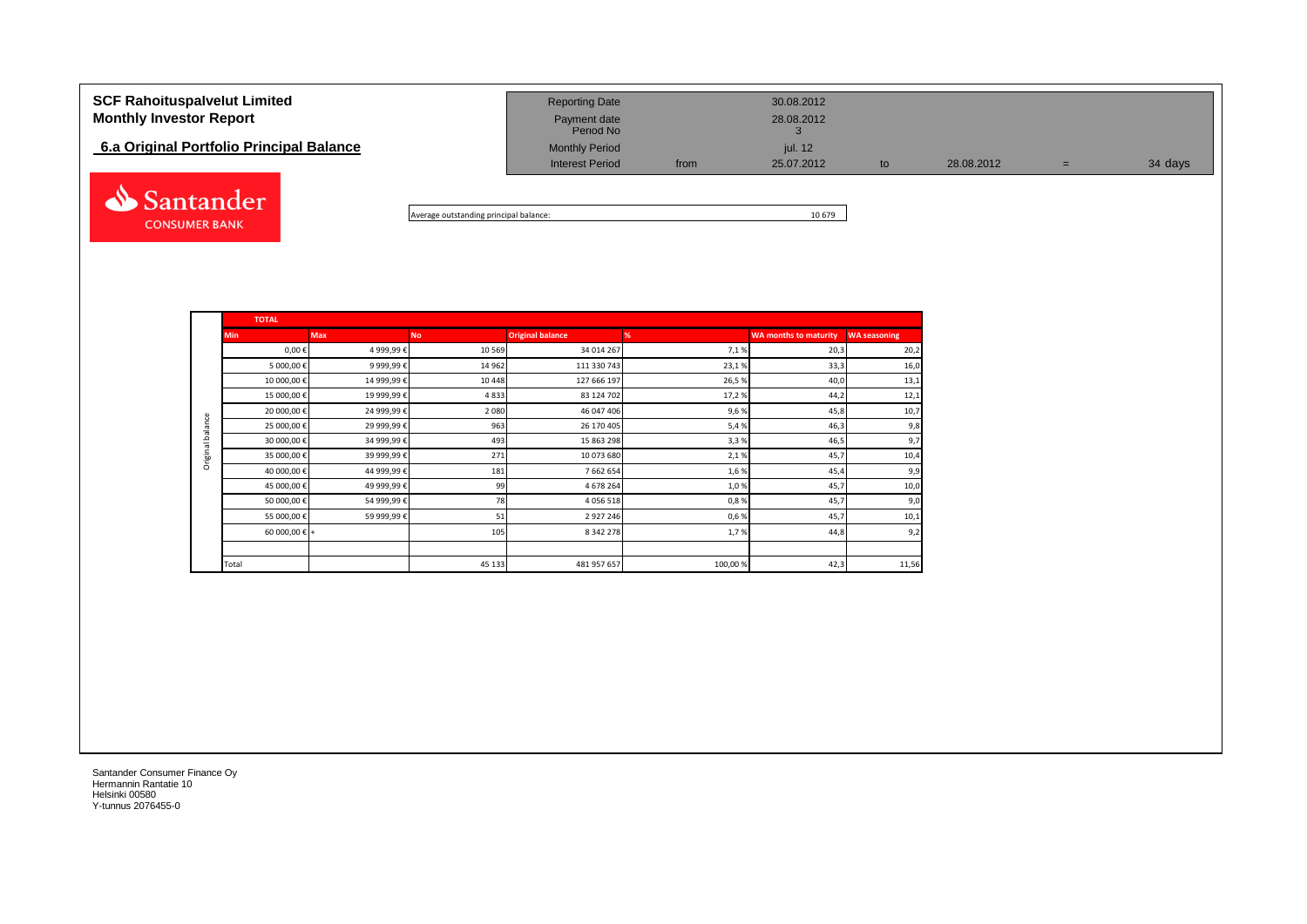# SCF Rahoituspalvelut Limited
## Monthly Investor Report

### 6.a Original Portfolio Principal Balance

| | | | | | | |
|---|---|---|---|---|---|---|
| Reporting Date | | 30.08.2012 | | | | |
| Payment date | | 28.08.2012 | | | | |
| Period No | | 3 | | | | |
| Monthly Period | | jul. 12 | | | | |
| Interest Period | from | 25.07.2012 | to | 28.08.2012 | = | 34 days |

Average outstanding principal balance: 10 679

| | TOTAL | | | | | | |
|---|---|---|---|---|---|---|---|
| | Min | Max | No | Original balance | % | WA months to maturity | WA seasoning |
| Original balance | 0,00 € | 4 999,99 € | 10 569 | 34 014 267 | 7,1 % | 20,3 | 20,2 |
| | 5 000,00 € | 9 999,99 € | 14 962 | 111 330 743 | 23,1 % | 33,3 | 16,0 |
| | 10 000,00 € | 14 999,99 € | 10 448 | 127 666 197 | 26,5 % | 40,0 | 13,1 |
| | 15 000,00 € | 19 999,99 € | 4 833 | 83 124 702 | 17,2 % | 44,2 | 12,1 |
| | 20 000,00 € | 24 999,99 € | 2 080 | 46 047 406 | 9,6 % | 45,8 | 10,7 |
| | 25 000,00 € | 29 999,99 € | 963 | 26 170 405 | 5,4 % | 46,3 | 9,8 |
| | 30 000,00 € | 34 999,99 € | 493 | 15 863 298 | 3,3 % | 46,5 | 9,7 |
| | 35 000,00 € | 39 999,99 € | 271 | 10 073 680 | 2,1 % | 45,7 | 10,4 |
| | 40 000,00 € | 44 999,99 € | 181 | 7 662 654 | 1,6 % | 45,4 | 9,9 |
| | 45 000,00 € | 49 999,99 € | 99 | 4 678 264 | 1,0 % | 45,7 | 10,0 |
| | 50 000,00 € | 54 999,99 € | 78 | 4 056 518 | 0,8 % | 45,7 | 9,0 |
| | 55 000,00 € | 59 999,99 € | 51 | 2 927 246 | 0,6 % | 45,7 | 10,1 |
| | 60 000,00 € | + | 105 | 8 342 278 | 1,7 % | 44,8 | 9,2 |
| | | | | | | | |
| | Total | | 45 133 | 481 957 657 | 100,00 % | 42,3 | 11,56 |

Santander Consumer Finance Oy
Hermannin Rantatie 10
Helsinki 00580
Y-tunnus 2076455-0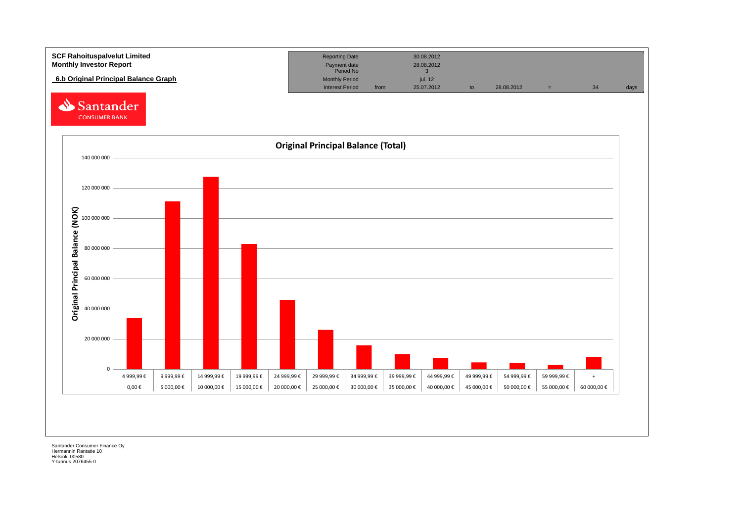**SCF Rahoituspalvelut Limited**
**Monthly Investor Report**

**6.b Original Principal Balance Graph**

| | | | | | | | |
|---|---|---|---|---|---|---|---|
| Reporting Date | | 30.08.2012 | | | | | |
| Payment date | | 28.08.2012 | | | | | |
| Period No | | 3 | | | | | |
| Monthly Period | | jul. 12 | | | | | |
| Interest Period | from | 25.07.2012 | to | 28.08.2012 | = | 34 | days |

Santander
CONSUMER BANK

Original Principal Balance (Total)

Original Principal Balance (NOK)

140 000 000
120 000 000
100 000 000
80 000 000
60 000 000
40 000 000
20 000 000
0

4 999,99 € | 9 999,99 € | 14 999,99 € | 19 999,99 € | 24 999,99 € | 29 999,99 € | 34 999,99 € | 39 999,99 € | 44 999,99 € | 49 999,99 € | 54 999,99 € | 59 999,99 € | +

0,00 € | 5 000,00 € | 10 000,00 € | 15 000,00 € | 20 000,00 € | 25 000,00 € | 30 000,00 € | 35 000,00 € | 40 000,00 € | 45 000,00 € | 50 000,00 € | 55 000,00 € | 60 000,00 €

Santander Consumer Finance Oy
Hermannin Rantatie 10
Helsinki 00580
Y-tunnus 2076455-0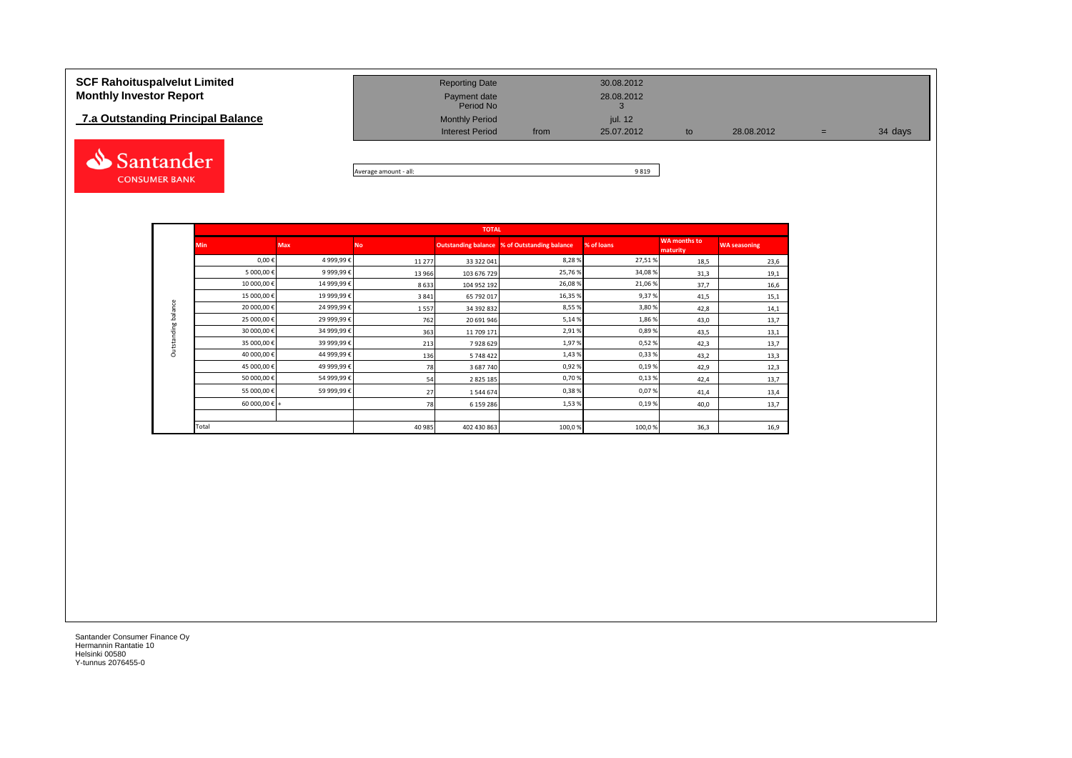**SCF Rahoituspalvelut Limited**
**Monthly Investor Report**

**7.a Outstanding Principal Balance**

| | | | | | | |
|---|---|---|---|---|---|---|
| Reporting Date | | 30.08.2012 | | | | |
| Payment date | | 28.08.2012 | | | | |
| Period No | | 3 | | | | |
| Monthly Period | | jul. 12 | | | | |
| Interest Period | from | 25.07.2012 | to | 28.08.2012 | = | 34 days |

Average amount - all: 9 819

| | TOTAL | | | | | | | |
|---|---|---|---|---|---|---|---|---|
| | Min | Max | No | Outstanding balance | % of Outstanding balance | % of loans | WA months to maturity | WA seasoning |
| Outstanding balance | 0,00 € | 4 999,99 € | 11 277 | 33 322 041 | 8,28 % | 27,51 % | 18,5 | 23,6 |
| | 5 000,00 € | 9 999,99 € | 13 966 | 103 676 729 | 25,76 % | 34,08 % | 31,3 | 19,1 |
| | 10 000,00 € | 14 999,99 € | 8 633 | 104 952 192 | 26,08 % | 21,06 % | 37,7 | 16,6 |
| | 15 000,00 € | 19 999,99 € | 3 841 | 65 792 017 | 16,35 % | 9,37 % | 41,5 | 15,1 |
| | 20 000,00 € | 24 999,99 € | 1 557 | 34 392 832 | 8,55 % | 3,80 % | 42,8 | 14,1 |
| | 25 000,00 € | 29 999,99 € | 762 | 20 691 946 | 5,14 % | 1,86 % | 43,0 | 13,7 |
| | 30 000,00 € | 34 999,99 € | 363 | 11 709 171 | 2,91 % | 0,89 % | 43,5 | 13,1 |
| | 35 000,00 € | 39 999,99 € | 213 | 7 928 629 | 1,97 % | 0,52 % | 42,3 | 13,7 |
| | 40 000,00 € | 44 999,99 € | 136 | 5 748 422 | 1,43 % | 0,33 % | 43,2 | 13,3 |
| | 45 000,00 € | 49 999,99 € | 78 | 3 687 740 | 0,92 % | 0,19 % | 42,9 | 12,3 |
| | 50 000,00 € | 54 999,99 € | 54 | 2 825 185 | 0,70 % | 0,13 % | 42,4 | 13,7 |
| | 55 000,00 € | 59 999,99 € | 27 | 1 544 674 | 0,38 % | 0,07 % | 41,4 | 13,4 |
| | 60 000,00 € + | | 78 | 6 159 286 | 1,53 % | 0,19 % | 40,0 | 13,7 |
| | Total | | 40 985 | 402 430 863 | 100,0 % | 100,0 % | 36,3 | 16,9 |

Santander Consumer Finance Oy
Hermannin Rantatie 10
Helsinki 00580
Y-tunnus 2076455-0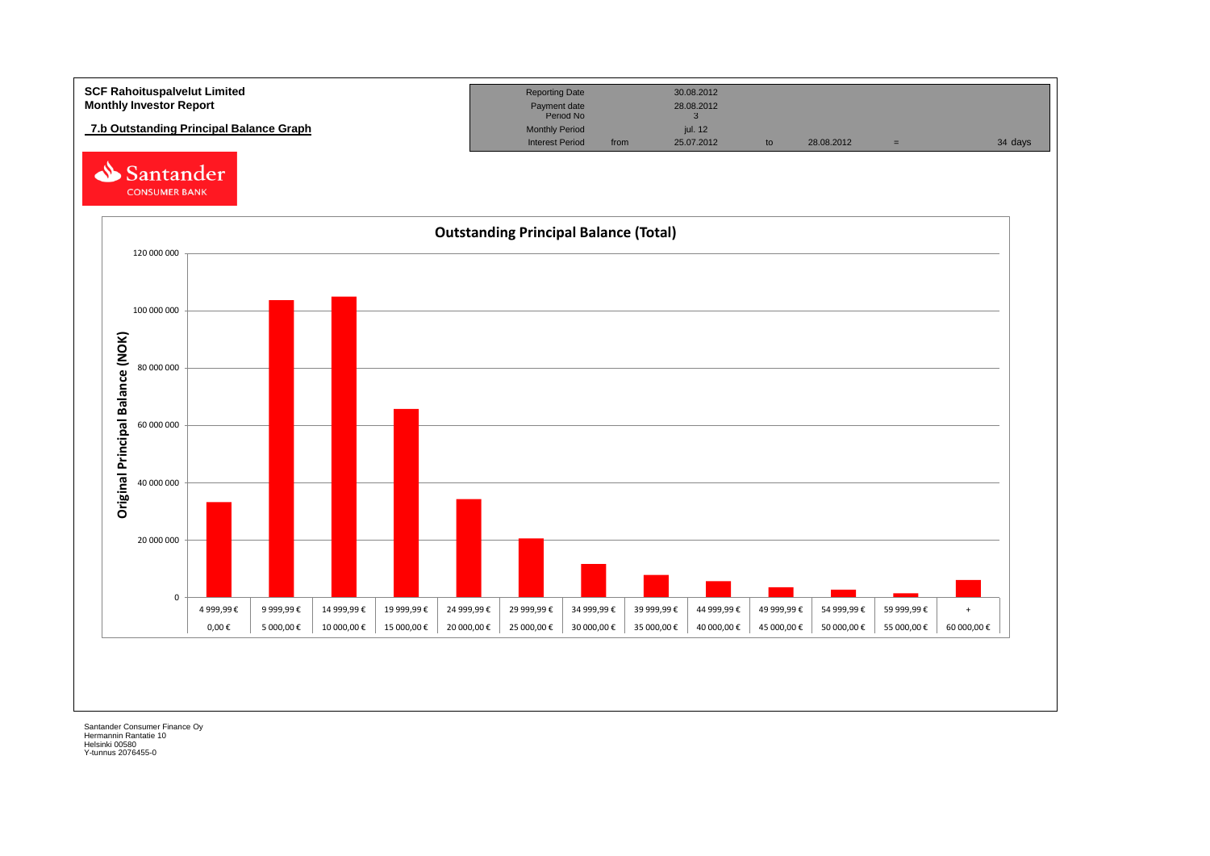**SCF Rahoituspalvelut Limited**
**Monthly Investor Report**

## 7.b Outstanding Principal Balance Graph

| | | | | | | | |
|---|---|---|---|---|---|---|---|
| Reporting Date | | 30.08.2012 | | | | | |
| Payment date | | 28.08.2012 | | | | | |
| Period No | | 3 | | | | | |
| Monthly Period | | jul. 12 | | | | | |
| Interest Period | from | 25.07.2012 | to | 28.08.2012 | = | | 34 days |

Santander CONSUMER BANK

### Outstanding Principal Balance (Total)

Original Principal Balance (NOK)

| From | To |
|---|---|
| 0,00 € | 4 999,99 € |
| 5 000,00 € | 9 999,99 € |
| 10 000,00 € | 14 999,99 € |
| 15 000,00 € | 19 999,99 € |
| 20 000,00 € | 24 999,99 € |
| 25 000,00 € | 29 999,99 € |
| 30 000,00 € | 34 999,99 € |
| 35 000,00 € | 39 999,99 € |
| 40 000,00 € | 44 999,99 € |
| 45 000,00 € | 49 999,99 € |
| 50 000,00 € | 54 999,99 € |
| 55 000,00 € | 59 999,99 € |
| 60 000,00 € | + |

Santander Consumer Finance Oy
Hermannin Rantatie 10
Helsinki 00580
Y-tunnus 2076455-0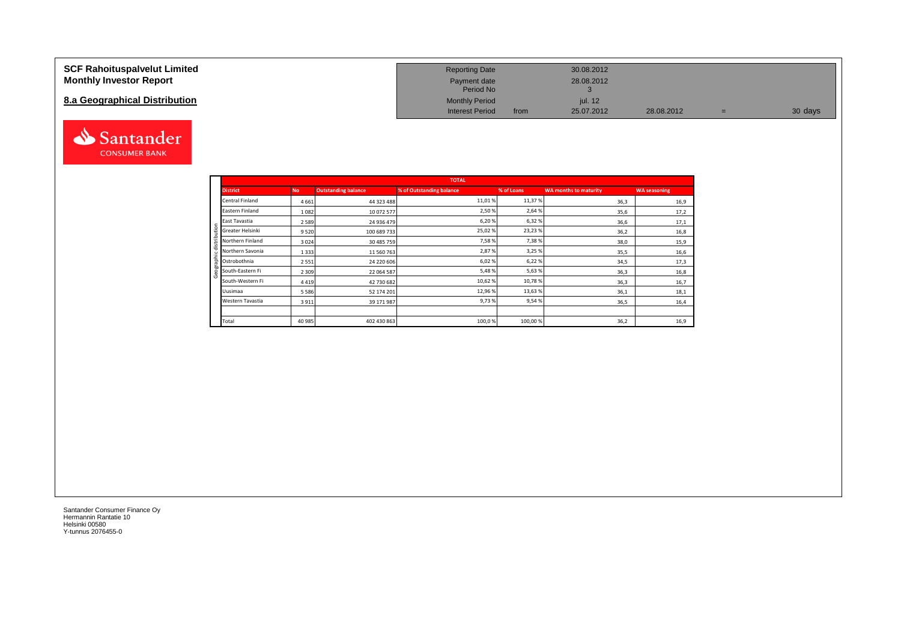# SCF Rahoituspalvelut Limited
# Monthly Investor Report

## 8.a Geographical Distribution

| | | | | |
|---|---|---|---|---|
| Reporting Date | | 30.08.2012 | | |
| Payment date | | 28.08.2012 | | |
| Period No | | 3 | | |
| Monthly Period | | jul. 12 | | |
| Interest Period | from | 25.07.2012 | 28.08.2012 = | 30 days |

Santander CONSUMER BANK

| | TOTAL | | | | | | |
|---|---|---|---|---|---|---|---|
| | **District** | **No** | **Outstanding balance** | **% of Outstanding balance** | **% of Loans** | **WA months to maturity** | **WA seasoning** |
| Geographic distribution | Central Finland | 4 661 | 44 323 488 | 11,01 % | 11,37 % | 36,3 | 16,9 |
| | Eastern Finland | 1 082 | 10 072 577 | 2,50 % | 2,64 % | 35,6 | 17,2 |
| | East Tavastia | 2 589 | 24 936 479 | 6,20 % | 6,32 % | 36,6 | 17,1 |
| | Greater Helsinki | 9 520 | 100 689 733 | 25,02 % | 23,23 % | 36,2 | 16,8 |
| | Northern Finland | 3 024 | 30 485 759 | 7,58 % | 7,38 % | 38,0 | 15,9 |
| | Northern Savonia | 1 333 | 11 560 763 | 2,87 % | 3,25 % | 35,5 | 16,6 |
| | Ostrobothnia | 2 551 | 24 220 606 | 6,02 % | 6,22 % | 34,5 | 17,3 |
| | South-Eastern Fi | 2 309 | 22 064 587 | 5,48 % | 5,63 % | 36,3 | 16,8 |
| | South-Western Fi | 4 419 | 42 730 682 | 10,62 % | 10,78 % | 36,3 | 16,7 |
| | Uusimaa | 5 586 | 52 174 201 | 12,96 % | 13,63 % | 36,1 | 18,1 |
| | Western Tavastia | 3 911 | 39 171 987 | 9,73 % | 9,54 % | 36,5 | 16,4 |
| | | | | | | | |
| | Total | 40 985 | 402 430 863 | 100,0 % | 100,00 % | 36,2 | 16,9 |

Santander Consumer Finance Oy
Hermannin Rantatie 10
Helsinki 00580
Y-tunnus 2076455-0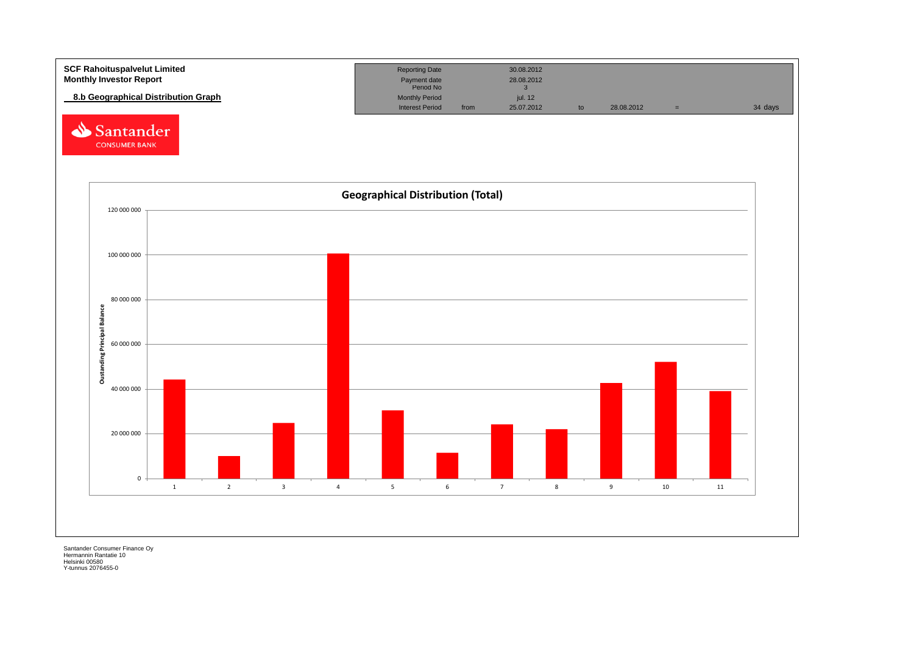**SCF Rahoituspalvelut Limited**
**Monthly Investor Report**

**8.b Geographical Distribution Graph**

| | | | | | | |
|---|---|---|---|---|---|---|
| Reporting Date | | 30.08.2012 | | | | |
| Payment date | | 28.08.2012 | | | | |
| Period No | | 3 | | | | |
| Monthly Period | | jul. 12 | | | | |
| Interest Period | from | 25.07.2012 | to | 28.08.2012 | = | 34 days |

Santander CONSUMER BANK

Geographical Distribution (Total)

Oustanding Principal Balance

120 000 000
100 000 000
80 000 000
60 000 000
40 000 000
20 000 000
0

1 2 3 4 5 6 7 8 9 10 11

Santander Consumer Finance Oy
Hermannin Rantatie 10
Helsinki 00580
Y-tunnus 2076455-0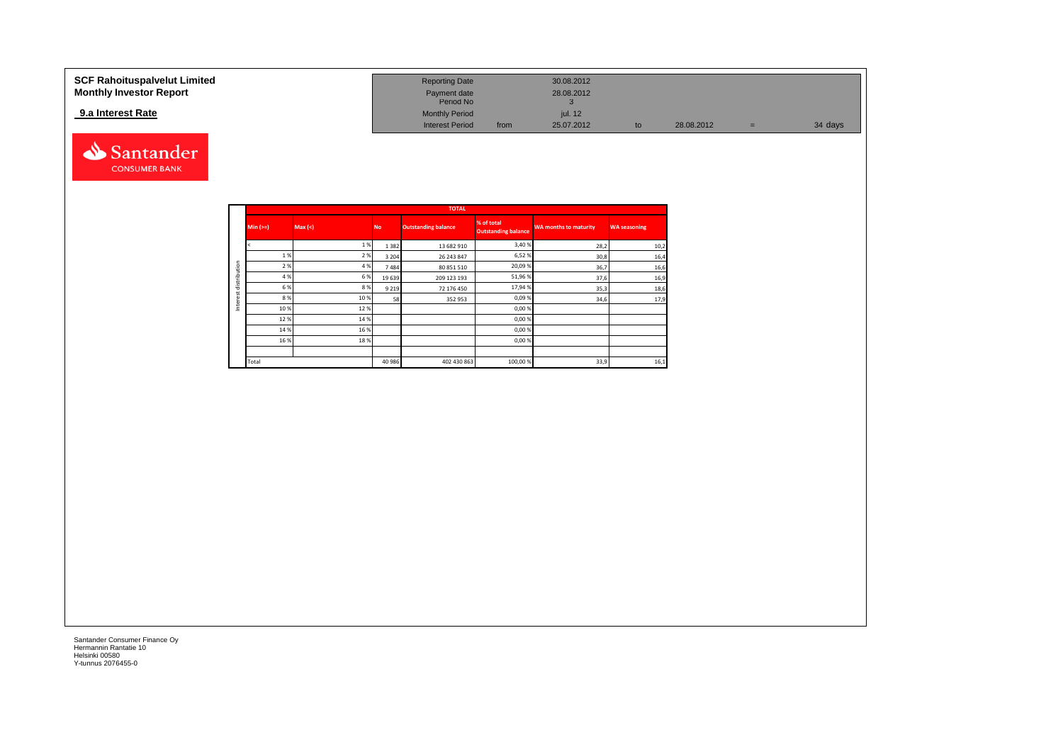# SCF Rahoituspalvelut Limited
## Monthly Investor Report

**9.a Interest Rate**

| | | | | | |
|---|---|---|---|---|---|
| Reporting Date | | 30.08.2012 | | | |
| Payment date | | 28.08.2012 | | | |
| Period No | | 3 | | | |
| Monthly Period | | jul. 12 | | | |
| Interest Period | from | 25.07.2012 | to | 28.08.2012 | = 34 days |

Santander CONSUMER BANK

| | TOTAL | | | | | | |
|---|---|---|---|---|---|---|---|
| Min (>=) | Max (<) | No | Outstanding balance | % of total Outstanding balance | WA months to maturity | WA seasoning |
| < | 1 % | 1 382 | 13 682 910 | 3,40 % | 28,2 | 10,2 |
| 1 % | 2 % | 3 204 | 26 243 847 | 6,52 % | 30,8 | 16,4 |
| 2 % | 4 % | 7 484 | 80 851 510 | 20,09 % | 36,7 | 16,6 |
| 4 % | 6 % | 19 639 | 209 123 193 | 51,96 % | 37,6 | 16,9 |
| 6 % | 8 % | 9 219 | 72 176 450 | 17,94 % | 35,3 | 18,6 |
| 8 % | 10 % | 58 | 352 953 | 0,09 % | 34,6 | 17,9 |
| 10 % | 12 % | | | 0,00 % | | |
| 12 % | 14 % | | | 0,00 % | | |
| 14 % | 16 % | | | 0,00 % | | |
| 16 % | 18 % | | | 0,00 % | | |
| | | | | | | |
| Total | | 40 986 | 402 430 863 | 100,00 % | 33,9 | 16,1 |

Interest distribution

Santander Consumer Finance Oy
Hermannin Rantatie 10
Helsinki 00580
Y-tunnus 2076455-0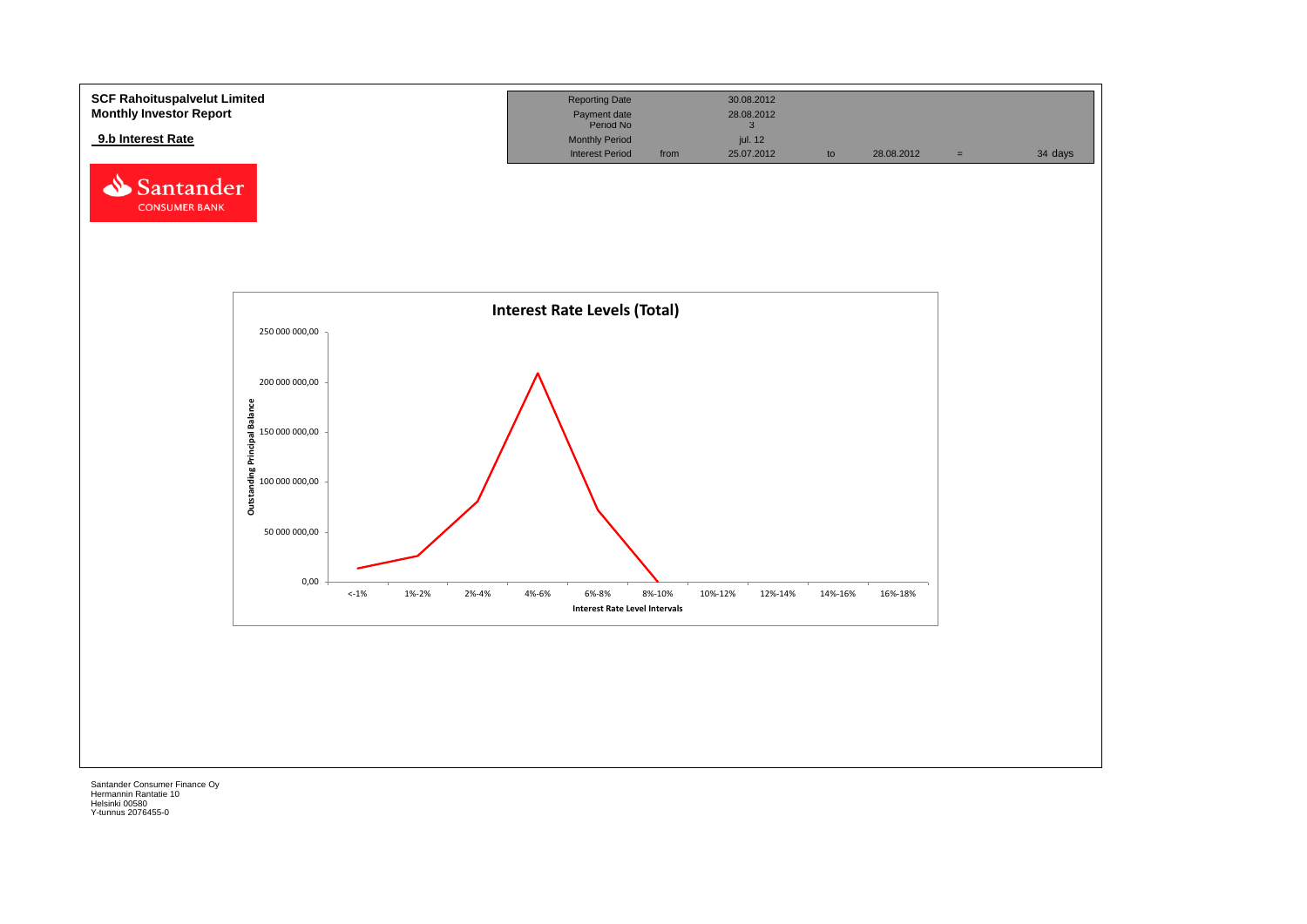**SCF Rahoituspalvelut Limited**
**Monthly Investor Report**

**9.b Interest Rate**

| | | | | | | |
|---|---|---|---|---|---|---|
| Reporting Date | | 30.08.2012 | | | | |
| Payment date | | 28.08.2012 | | | | |
| Period No | | 3 | | | | |
| Monthly Period | | jul. 12 | | | | |
| Interest Period | from | 25.07.2012 | to | 28.08.2012 | = | 34 days |

Santander
CONSUMER BANK

Interest Rate Levels (Total)

Outstanding Principal Balance

250 000 000,00
200 000 000,00
150 000 000,00
100 000 000,00
50 000 000,00
0,00

<-1%
1%-2%
2%-4%
4%-6%
6%-8%
8%-10%
10%-12%
12%-14%
14%-16%
16%-18%

Interest Rate Level Intervals

Santander Consumer Finance Oy
Hermannin Rantatie 10
Helsinki 00580
Y-tunnus 2076455-0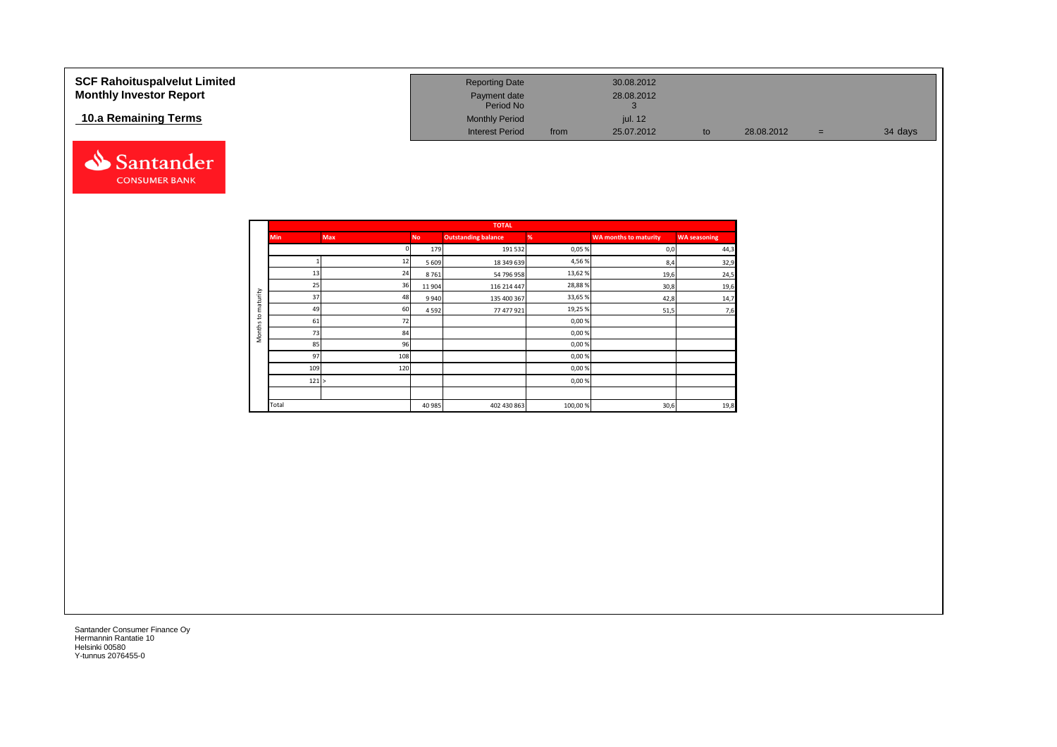**SCF Rahoituspalvelut Limited**
**Monthly Investor Report**

**10.a Remaining Terms**

| | | | | | |
|---|---|---|---|---|---|
| Reporting Date | | 30.08.2012 | | | |
| Payment date | | 28.08.2012 | | | |
| Period No | | 3 | | | |
| Monthly Period | | jul. 12 | | | |
| Interest Period | from | 25.07.2012 | to | 28.08.2012 | = 34 days |

| | TOTAL | | | | | | |
|---|---|---|---|---|---|---|---|
| | Min | Max | No | Outstanding balance | % | WA months to maturity | WA seasoning |
| Months to maturity | | 0 | 179 | 191 532 | 0,05 % | 0,0 | 44,3 |
| | 1 | 12 | 5 609 | 18 349 639 | 4,56 % | 8,4 | 32,9 |
| | 13 | 24 | 8 761 | 54 796 958 | 13,62 % | 19,6 | 24,5 |
| | 25 | 36 | 11 904 | 116 214 447 | 28,88 % | 30,8 | 19,6 |
| | 37 | 48 | 9 940 | 135 400 367 | 33,65 % | 42,8 | 14,7 |
| | 49 | 60 | 4 592 | 77 477 921 | 19,25 % | 51,5 | 7,6 |
| | 61 | 72 | | | 0,00 % | | |
| | 73 | 84 | | | 0,00 % | | |
| | 85 | 96 | | | 0,00 % | | |
| | 97 | 108 | | | 0,00 % | | |
| | 109 | 120 | | | 0,00 % | | |
| | 121 | > | | | 0,00 % | | |
| | | | | | | | |
| | Total | | 40 985 | 402 430 863 | 100,00 % | 30,6 | 19,8 |

Santander Consumer Finance Oy
Hermannin Rantatie 10
Helsinki 00580
Y-tunnus 2076455-0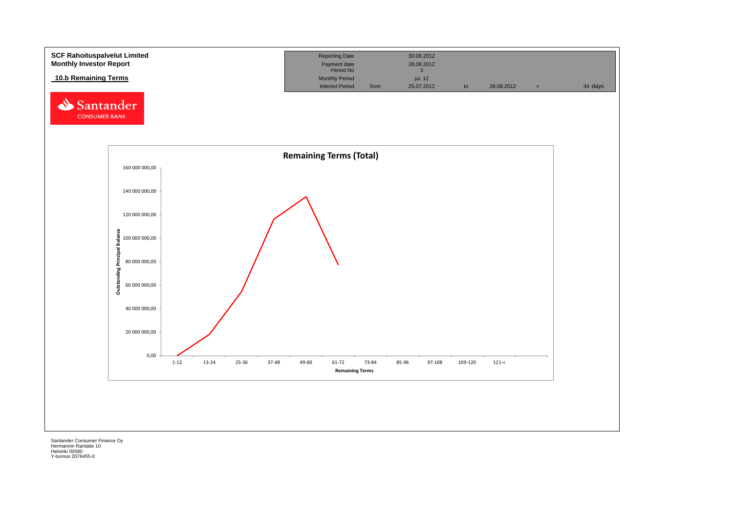**SCF Rahoituspalvelut Limited**
**Monthly Investor Report**

**10.b Remaining Terms**

| | | | | | | |
|---|---|---|---|---|---|---|
| Reporting Date | | 30.08.2012 | | | | |
| Payment date | | 28.08.2012 | | | | |
| Period No | | 3 | | | | |
| Monthly Period | | jul. 12 | | | | |
| Interest Period | from | 25.07.2012 | to | 28.08.2012 | = | 34 days |

Santander CONSUMER BANK

Remaining Terms (Total)

Outstanding Principal Balance

160 000 000,00
140 000 000,00
120 000 000,00
100 000 000,00
80 000 000,00
60 000 000,00
40 000 000,00
20 000 000,00
0,00

1-12 13-24 25-36 37-48 49-60 61-72 73-84 85-96 97-108 109-120 121-<

Remaining Terms

Santander Consumer Finance Oy
Hermannin Rantatie 10
Helsinki 00580
Y-tunnus 2076455-0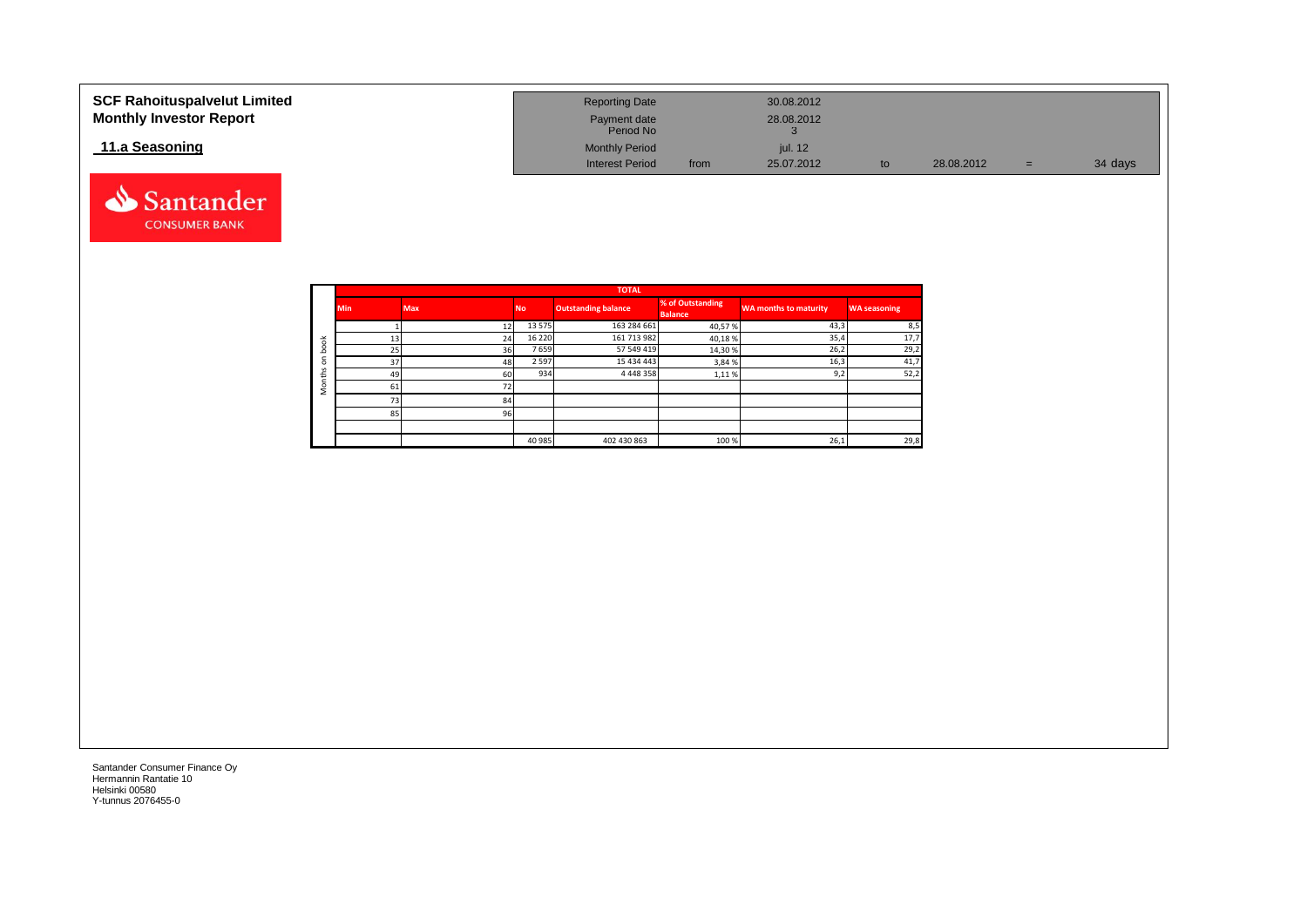# SCF Rahoituspalvelut Limited
# Monthly Investor Report

## 11.a Seasoning

| | | | | | |
|---|---|---|---|---|---|
| Reporting Date | | 30.08.2012 | | | |
| Payment date | | 28.08.2012 | | | |
| Period No | | 3 | | | |
| Monthly Period | | jul. 12 | | | |
| Interest Period | from | 25.07.2012 | to | 28.08.2012 | = 34 days |

| | TOTAL | | | | | | |
|---|---|---|---|---|---|---|---|
| | Min | Max | No | Outstanding balance | % of Outstanding Balance | WA months to maturity | WA seasoning |
| Months on book | 1 | 12 | 13 575 | 163 284 661 | 40,57 % | 43,3 | 8,5 |
| | 13 | 24 | 16 220 | 161 713 982 | 40,18 % | 35,4 | 17,7 |
| | 25 | 36 | 7 659 | 57 549 419 | 14,30 % | 26,2 | 29,2 |
| | 37 | 48 | 2 597 | 15 434 443 | 3,84 % | 16,3 | 41,7 |
| | 49 | 60 | 934 | 4 448 358 | 1,11 % | 9,2 | 52,2 |
| | 61 | 72 | | | | | |
| | 73 | 84 | | | | | |
| | 85 | 96 | | | | | |
| | | | | | | | |
| | | | 40 985 | 402 430 863 | 100 % | 26,1 | 29,8 |

Santander Consumer Finance Oy
Hermannin Rantatie 10
Helsinki 00580
Y-tunnus 2076455-0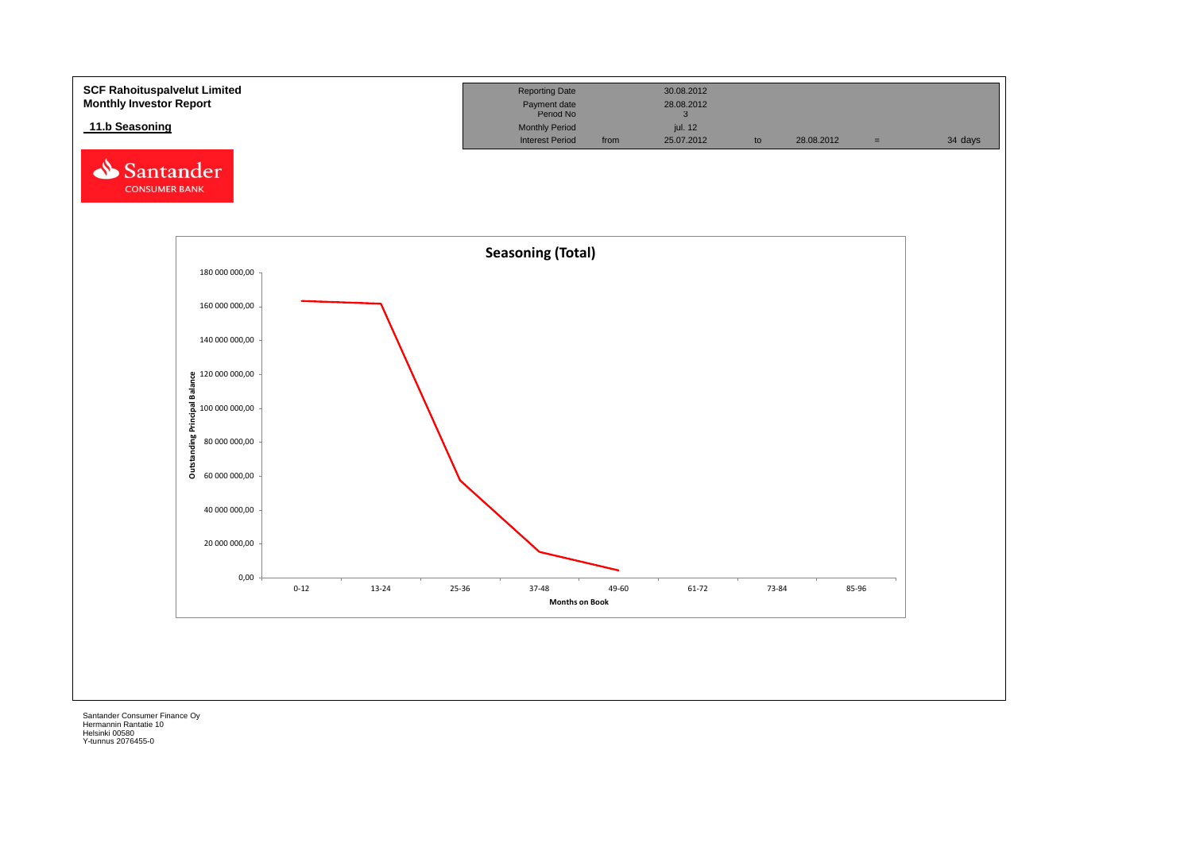**SCF Rahoituspalvelut Limited**
**Monthly Investor Report**

## 11.b Seasoning

| | | | | | | |
|---|---|---|---|---|---|---|
| Reporting Date | | 30.08.2012 | | | | |
| Payment date | | 28.08.2012 | | | | |
| Period No | | 3 | | | | |
| Monthly Period | | jul. 12 | | | | |
| Interest Period | from | 25.07.2012 | to | 28.08.2012 | = | 34 days |

Santander
CONSUMER BANK

Seasoning (Total)

180 000 000,00
160 000 000,00
140 000 000,00
120 000 000,00
100 000 000,00
80 000 000,00
60 000 000,00
40 000 000,00
20 000 000,00
0,00

Outstanding Principal Balance

0-12
13-24
25-36
37-48
49-60
61-72
73-84
85-96

Months on Book

Santander Consumer Finance Oy
Hermannin Rantatie 10
Helsinki 00580
Y-tunnus 2076455-0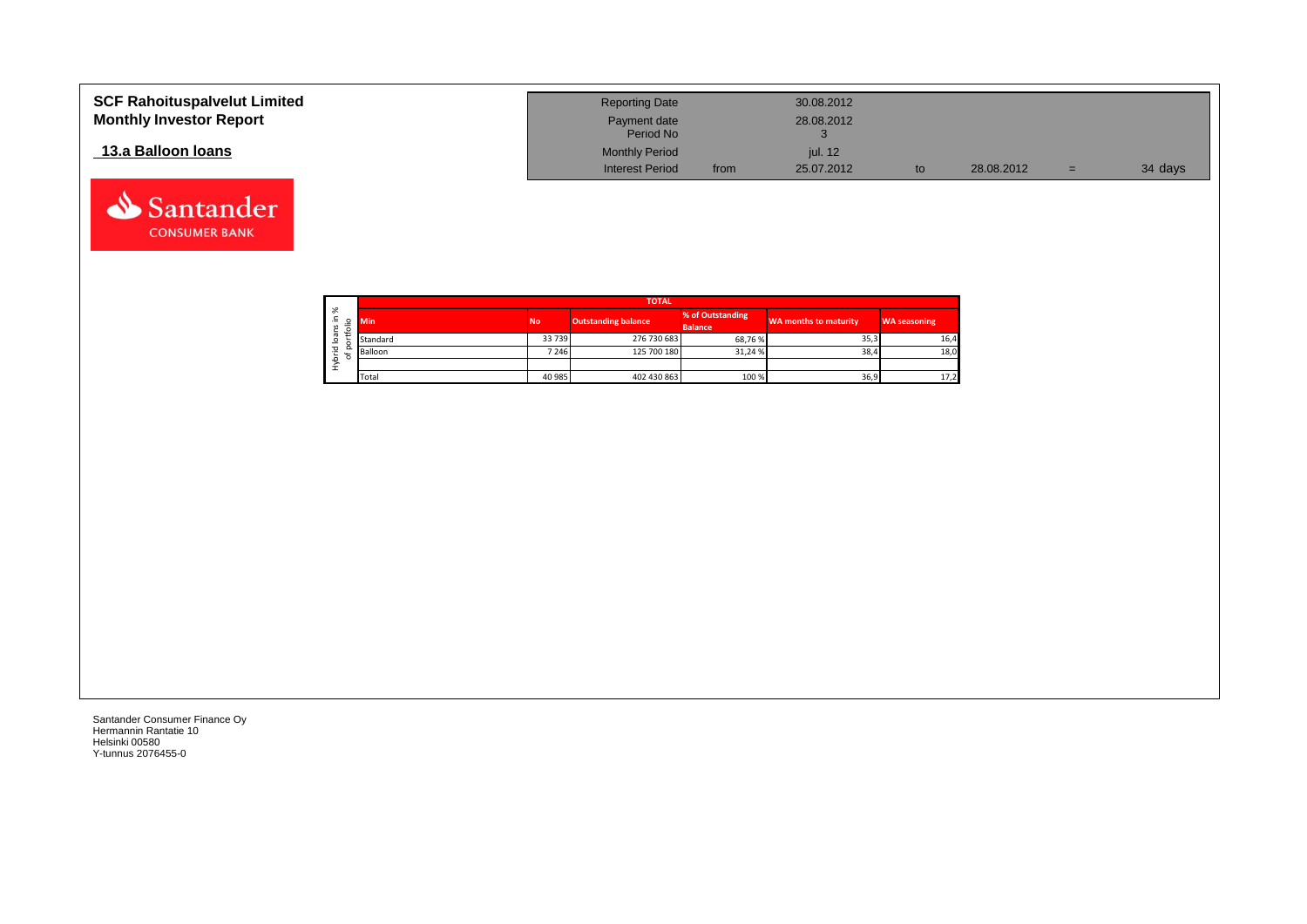**SCF Rahoituspalvelut Limited**
**Monthly Investor Report**

## 13.a Balloon loans

| | | | | | |
|---|---|---|---|---|---|
| Reporting Date | | 30.08.2012 | | | |
| Payment date | | 28.08.2012 | | | |
| Period No | | 3 | | | |
| Monthly Period | | jul. 12 | | | |
| Interest Period | from | 25.07.2012 | to | 28.08.2012 | = 34 days |

Hybrid loans in % of portfolio

| TOTAL | | | | | |
|---|---|---|---|---|---|
| Min | No | Outstanding balance | % of Outstanding Balance | WA months to maturity | WA seasoning |
| Standard | 33 739 | 276 730 683 | 68,76 % | 35,3 | 16,4 |
| Balloon | 7 246 | 125 700 180 | 31,24 % | 38,4 | 18,0 |
| | | | | | |
| Total | 40 985 | 402 430 863 | 100 % | 36,9 | 17,2 |

Santander Consumer Finance Oy
Hermannin Rantatie 10
Helsinki 00580
Y-tunnus 2076455-0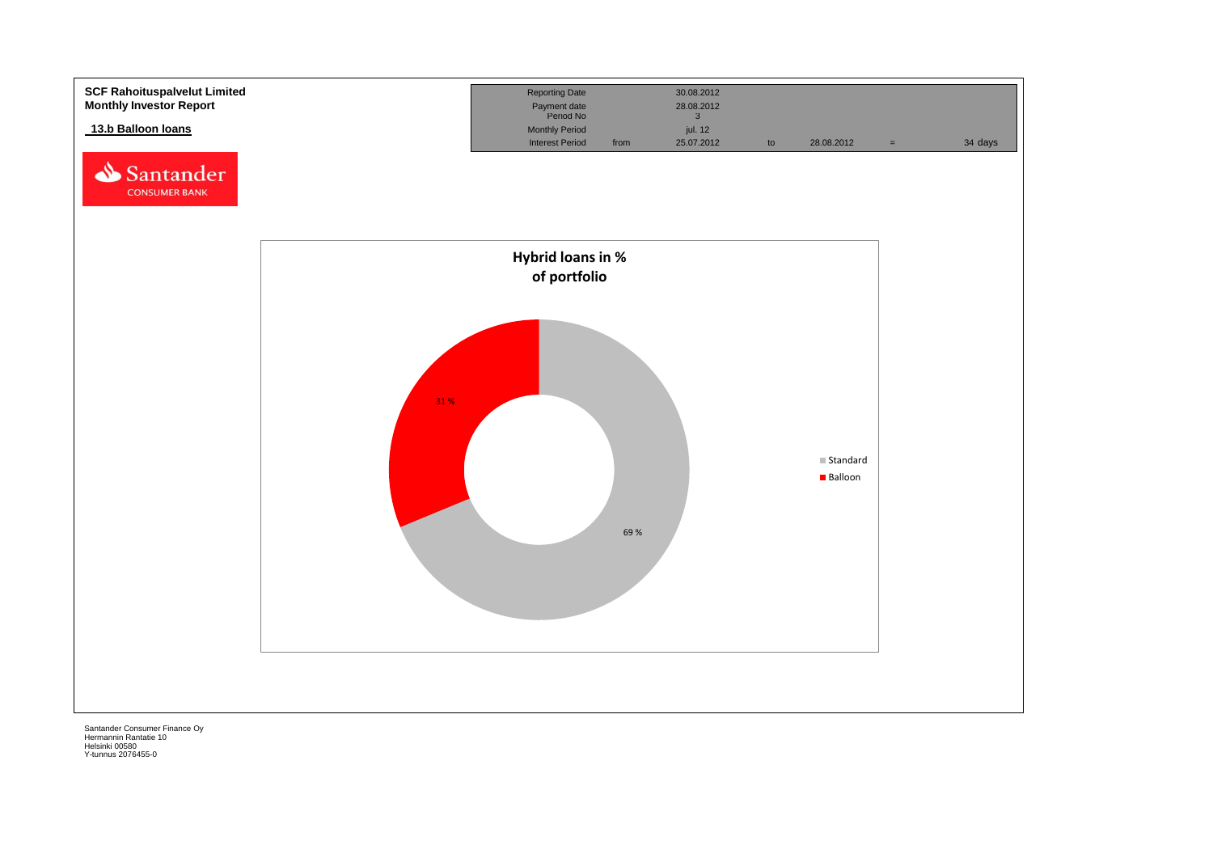**SCF Rahoituspalvelut Limited**
**Monthly Investor Report**

## 13.b Balloon loans

| | | | | | | |
|---|---|---|---|---|---|---|
| Reporting Date | | 30.08.2012 | | | | |
| Payment date | | 28.08.2012 | | | | |
| Period No | | 3 | | | | |
| Monthly Period | | jul. 12 | | | | |
| Interest Period | from | 25.07.2012 | to | 28.08.2012 | = | 34 days |

Santander
CONSUMER BANK

**Hybrid loans in % of portfolio**

31 %

69 %

Standard

Balloon

Santander Consumer Finance Oy
Hermannin Rantatie 10
Helsinki 00580
Y-tunnus 2076455-0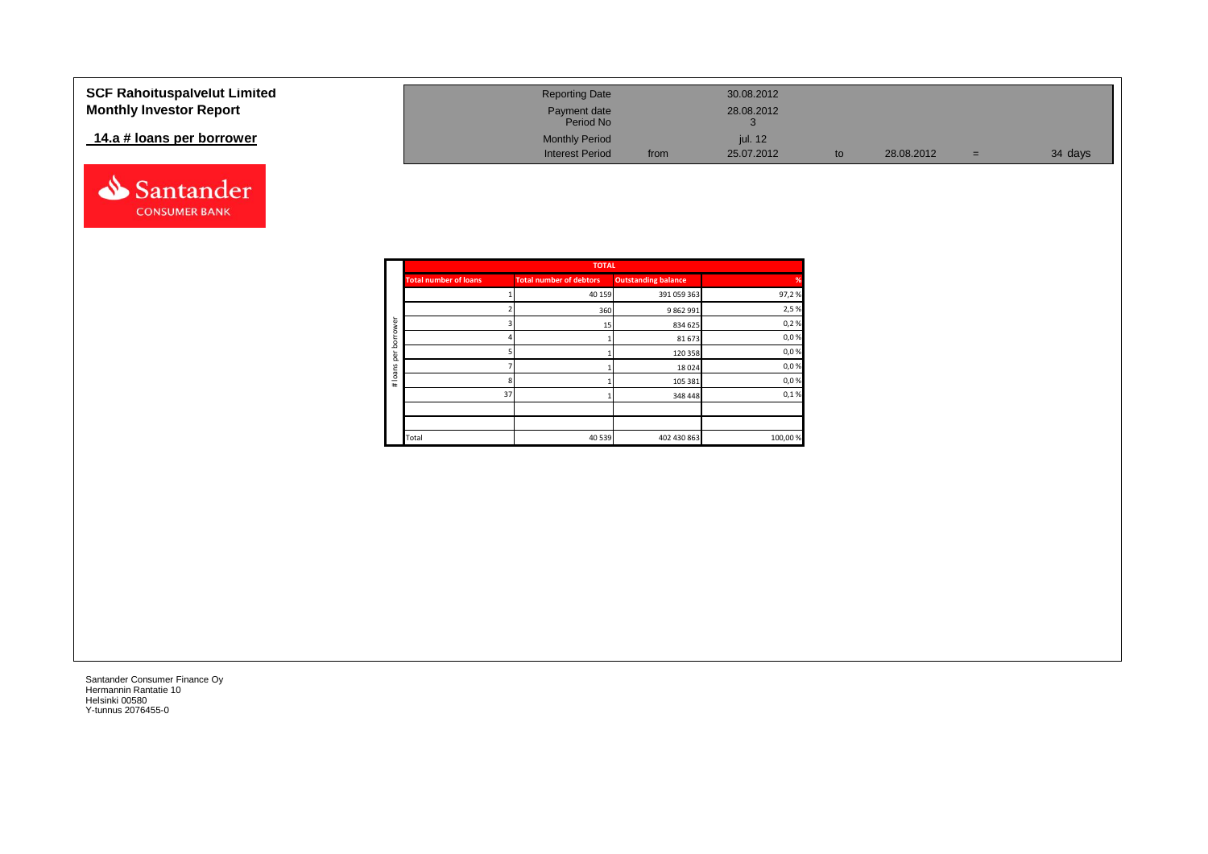# SCF Rahoituspalvelut Limited
## Monthly Investor Report

### 14.a # loans per borrower

| | | | | | | |
|---|---|---|---|---|---|---|
| Reporting Date | | 30.08.2012 | | | | |
| Payment date | | 28.08.2012 | | | | |
| Period No | | 3 | | | | |
| Monthly Period | | jul. 12 | | | | |
| Interest Period | from | 25.07.2012 | to | 28.08.2012 | = | 34 days |

| # loans per borrower | TOTAL | | | |
|---|---|---|---|---|
| | Total number of loans | Total number of debtors | Outstanding balance | % |
| | 1 | 40 159 | 391 059 363 | 97,2 % |
| | 2 | 360 | 9 862 991 | 2,5 % |
| | 3 | 15 | 834 625 | 0,2 % |
| | 4 | 1 | 81 673 | 0,0 % |
| | 5 | 1 | 120 358 | 0,0 % |
| | 7 | 1 | 18 024 | 0,0 % |
| | 8 | 1 | 105 381 | 0,0 % |
| | 37 | 1 | 348 448 | 0,1 % |
| | | | | |
| | | | | |
| | Total | 40 539 | 402 430 863 | 100,00 % |

Santander Consumer Finance Oy
Hermannin Rantatie 10
Helsinki 00580
Y-tunnus 2076455-0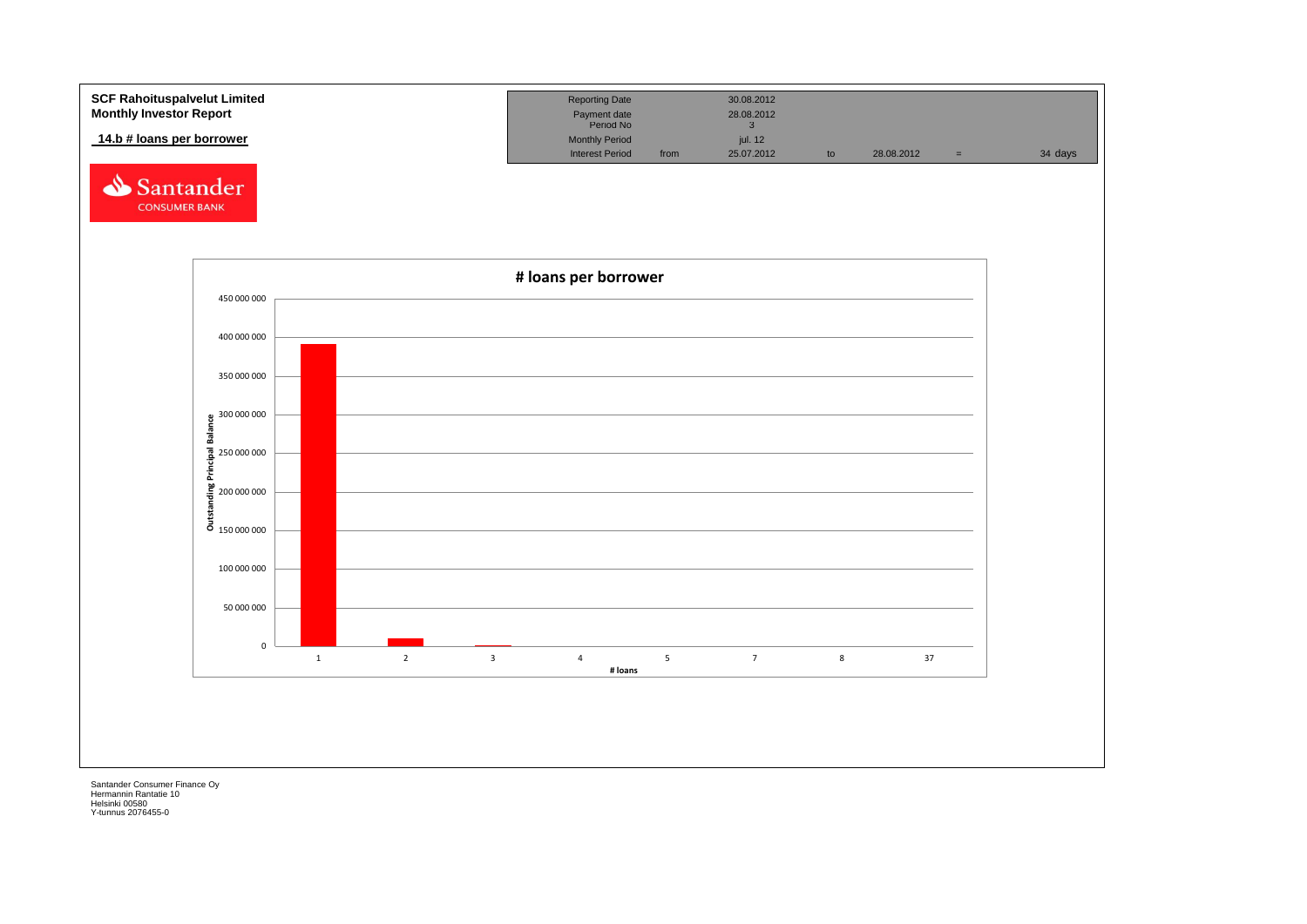**SCF Rahoituspalvelut Limited**
**Monthly Investor Report**

**14.b # loans per borrower**

Santander CONSUMER BANK

| | | | | | | |
|---|---|---|---|---|---|---|
| Reporting Date | | 30.08.2012 | | | | |
| Payment date | | 28.08.2012 | | | | |
| Period No | | 3 | | | | |
| Monthly Period | | jul. 12 | | | | |
| Interest Period | from | 25.07.2012 | to | 28.08.2012 | = | 34 days |

# loans per borrower

Outstanding Principal Balance

450 000 000
400 000 000
350 000 000
300 000 000
250 000 000
200 000 000
150 000 000
100 000 000
50 000 000
0

1 2 3 4 5 7 8 37

# loans

Santander Consumer Finance Oy
Hermannin Rantatie 10
Helsinki 00580
Y-tunnus 2076455-0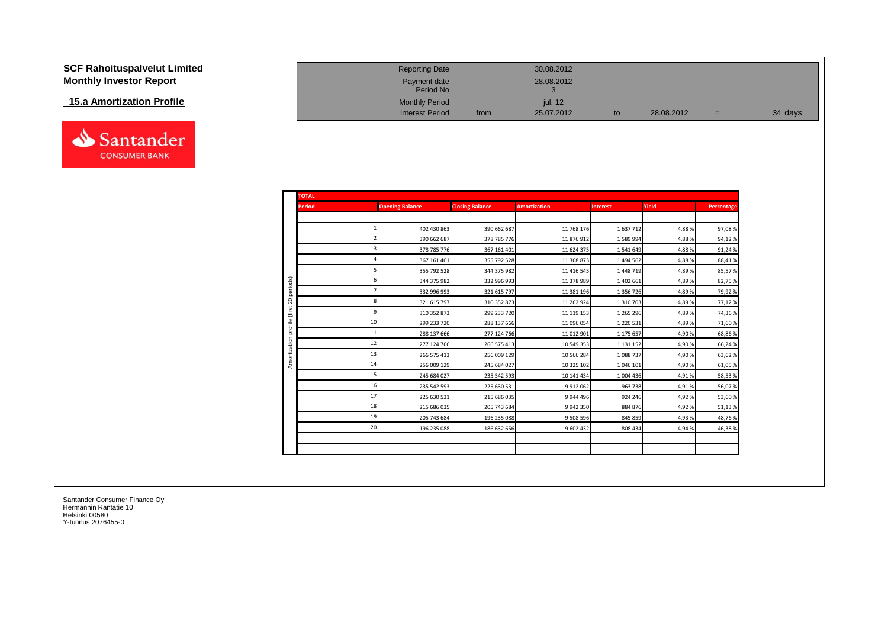# SCF Rahoituspalvelut Limited
# Monthly Investor Report

## 15.a Amortization Profile

| | | | | | | |
|---|---|---|---|---|---|---|
| Reporting Date | | 30.08.2012 | | | | |
| Payment date | | 28.08.2012 | | | | |
| Period No | | 3 | | | | |
| Monthly Period | | jul. 12 | | | | |
| Interest Period | from | 25.07.2012 | to | 28.08.2012 | = | 34 days |

**TOTAL**

Amortization profile (first 20 periods)

| Period | Opening Balance | Closing Balance | Amortization | Interest | Yield | Percentage |
|---|---|---|---|---|---|---|
| 1 | 402 430 863 | 390 662 687 | 11 768 176 | 1 637 712 | 4,88 % | 97,08 % |
| 2 | 390 662 687 | 378 785 776 | 11 876 912 | 1 589 994 | 4,88 % | 94,12 % |
| 3 | 378 785 776 | 367 161 401 | 11 624 375 | 1 541 649 | 4,88 % | 91,24 % |
| 4 | 367 161 401 | 355 792 528 | 11 368 873 | 1 494 562 | 4,88 % | 88,41 % |
| 5 | 355 792 528 | 344 375 982 | 11 416 545 | 1 448 719 | 4,89 % | 85,57 % |
| 6 | 344 375 982 | 332 996 993 | 11 378 989 | 1 402 661 | 4,89 % | 82,75 % |
| 7 | 332 996 993 | 321 615 797 | 11 381 196 | 1 356 726 | 4,89 % | 79,92 % |
| 8 | 321 615 797 | 310 352 873 | 11 262 924 | 1 310 703 | 4,89 % | 77,12 % |
| 9 | 310 352 873 | 299 233 720 | 11 119 153 | 1 265 296 | 4,89 % | 74,36 % |
| 10 | 299 233 720 | 288 137 666 | 11 096 054 | 1 220 531 | 4,89 % | 71,60 % |
| 11 | 288 137 666 | 277 124 766 | 11 012 901 | 1 175 657 | 4,90 % | 68,86 % |
| 12 | 277 124 766 | 266 575 413 | 10 549 353 | 1 131 152 | 4,90 % | 66,24 % |
| 13 | 266 575 413 | 256 009 129 | 10 566 284 | 1 088 737 | 4,90 % | 63,62 % |
| 14 | 256 009 129 | 245 684 027 | 10 325 102 | 1 046 101 | 4,90 % | 61,05 % |
| 15 | 245 684 027 | 235 542 593 | 10 141 434 | 1 004 436 | 4,91 % | 58,53 % |
| 16 | 235 542 593 | 225 630 531 | 9 912 062 | 963 738 | 4,91 % | 56,07 % |
| 17 | 225 630 531 | 215 686 035 | 9 944 496 | 924 246 | 4,92 % | 53,60 % |
| 18 | 215 686 035 | 205 743 684 | 9 942 350 | 884 876 | 4,92 % | 51,13 % |
| 19 | 205 743 684 | 196 235 088 | 9 508 596 | 845 859 | 4,93 % | 48,76 % |
| 20 | 196 235 088 | 186 632 656 | 9 602 432 | 808 434 | 4,94 % | 46,38 % |

Santander Consumer Finance Oy
Hermannin Rantatie 10
Helsinki 00580
Y-tunnus 2076455-0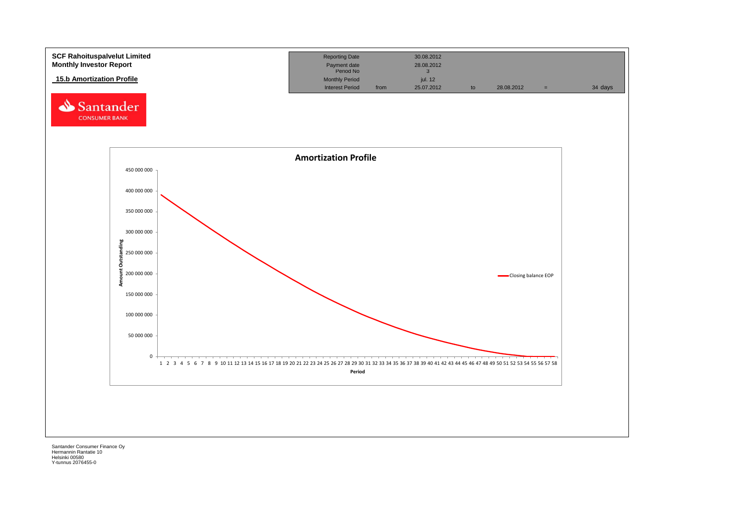**SCF Rahoituspalvelut Limited**
**Monthly Investor Report**

**15.b Amortization Profile**

Santander
CONSUMER BANK

| | | | | | | |
|---|---|---|---|---|---|---|
| Reporting Date | | 30.08.2012 | | | | |
| Payment date | | 28.08.2012 | | | | |
| Period No | | 3 | | | | |
| Monthly Period | | jul. 12 | | | | |
| Interest Period | from | 25.07.2012 | to | 28.08.2012 | = | 34 days |

**Amortization Profile**

Amount Outstanding

450 000 000
400 000 000
350 000 000
300 000 000
250 000 000
200 000 000
150 000 000
100 000 000
50 000 000
0

1 2 3 4 5 6 7 8 9 10 11 12 13 14 15 16 17 18 19 20 21 22 23 24 25 26 27 28 29 30 31 32 33 34 35 36 37 38 39 40 41 42 43 44 45 46 47 48 49 50 51 52 53 54 55 56 57 58

Period

Closing balance EOP

Santander Consumer Finance Oy
Hermannin Rantatie 10
Helsinki 00580
Y-tunnus 2076455-0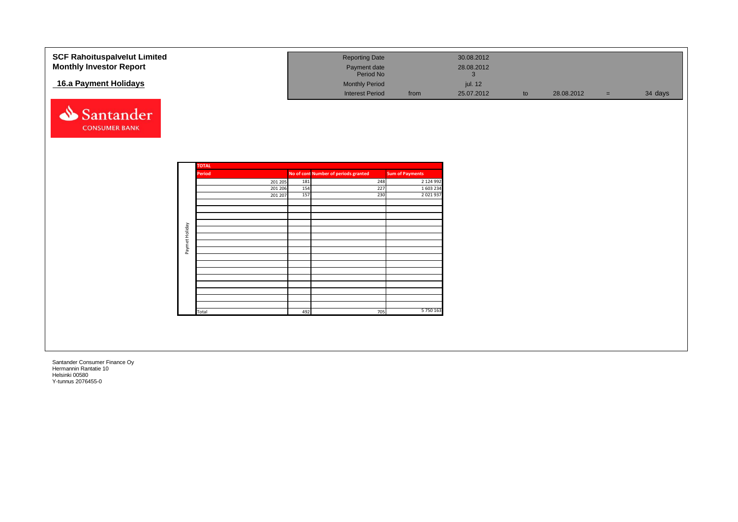**SCF Rahoituspalvelut Limited**
**Monthly Investor Report**

## 16.a Payment Holidays

| | | | | | | |
|---|---|---|---|---|---|---|
| Reporting Date | | 30.08.2012 | | | | |
| Payment date Period No | | 28.08.2012 3 | | | | |
| Monthly Period | | jul. 12 | | | | |
| Interest Period | from | 25.07.2012 | to | 28.08.2012 | = | 34 days |

Santander CONSUMER BANK

TOTAL

| | Period | No of cont | Number of periods granted | Sum of Payments |
|---|---|---|---|---|
| Paymet Holiday | 201 205 | 181 | 248 | 2 124 992 |
| | 201 206 | 154 | 227 | 1 603 234 |
| | 201 207 | 157 | 230 | 2 021 937 |
| | Total | 492 | 705 | 5 750 163 |

Santander Consumer Finance Oy
Hermannin Rantatie 10
Helsinki 00580
Y-tunnus 2076455-0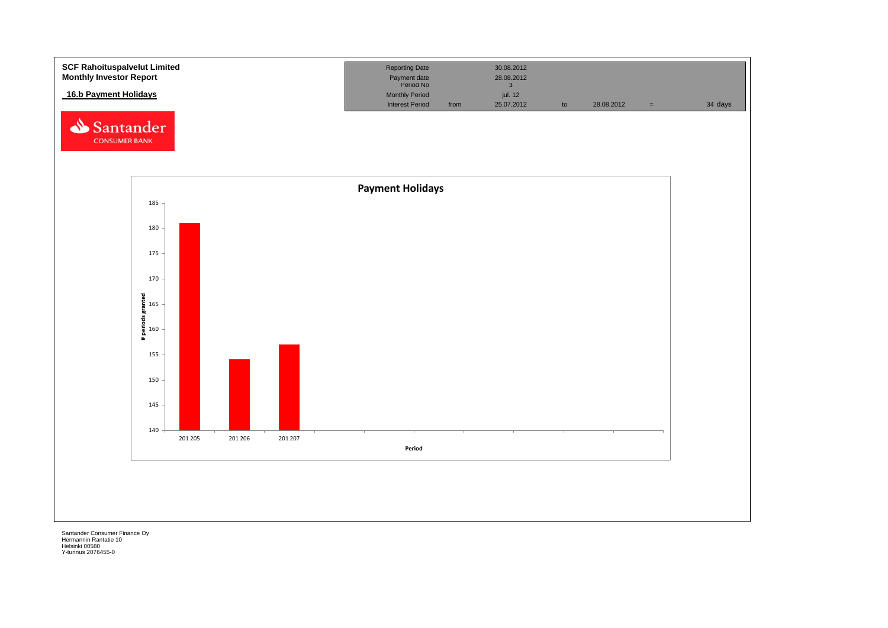**SCF Rahoituspalvelut Limited**
**Monthly Investor Report**

## 16.b Payment Holidays

| | | | | | | |
|---|---|---|---|---|---|---|
| Reporting Date | | 30.08.2012 | | | | |
| Payment date | | 28.08.2012 | | | | |
| Period No | | 3 | | | | |
| Monthly Period | | jul. 12 | | | | |
| Interest Period | from | 25.07.2012 | to | 28.08.2012 | = | 34 days |

Santander
CONSUMER BANK

Payment Holidays

185
180
175
170
165
160
155
150
145
140

# periods granted

201 205
201 206
201 207

Period

Santander Consumer Finance Oy
Hermannin Rantatie 10
Helsinki 00580
Y-tunnus 2076455-0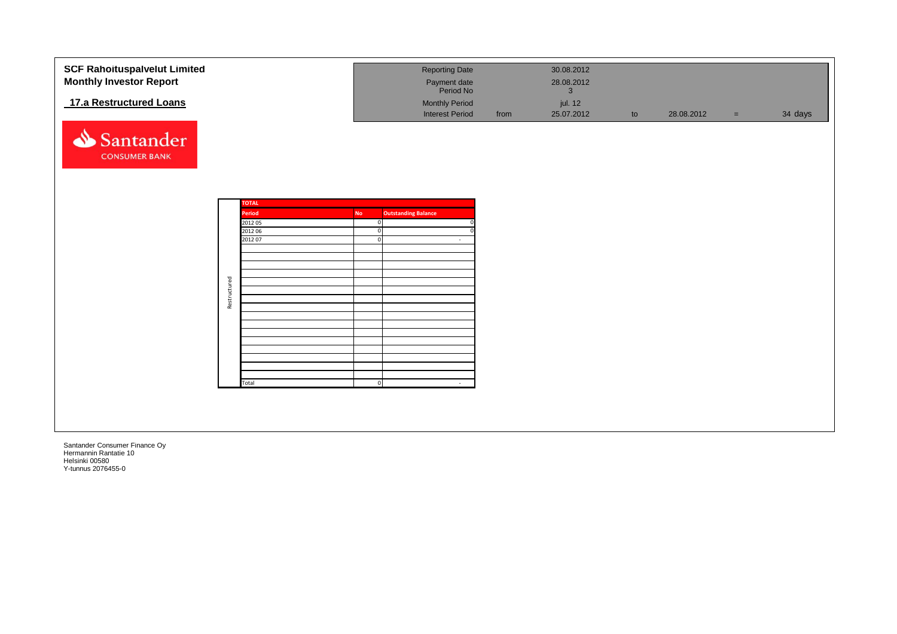**SCF Rahoituspalvelut Limited**
**Monthly Investor Report**

## 17.a Restructured Loans

| | | | | | | |
|---|---|---|---|---|---|---|
| Reporting Date | | 30.08.2012 | | | | |
| Payment date | | 28.08.2012 | | | | |
| Period No | | 3 | | | | |
| Monthly Period | | jul. 12 | | | | |
| Interest Period | from | 25.07.2012 | to | 28.08.2012 | = | 34 days |

Santander CONSUMER BANK

**TOTAL**

| | Period | No | Outstanding Balance |
|---|---|---|---|
| Restructured | 2012 05 | 0 | 0 |
| | 2012 06 | 0 | 0 |
| | 2012 07 | 0 | - |
| | Total | 0 | - |

Santander Consumer Finance Oy
Hermannin Rantatie 10
Helsinki 00580
Y-tunnus 2076455-0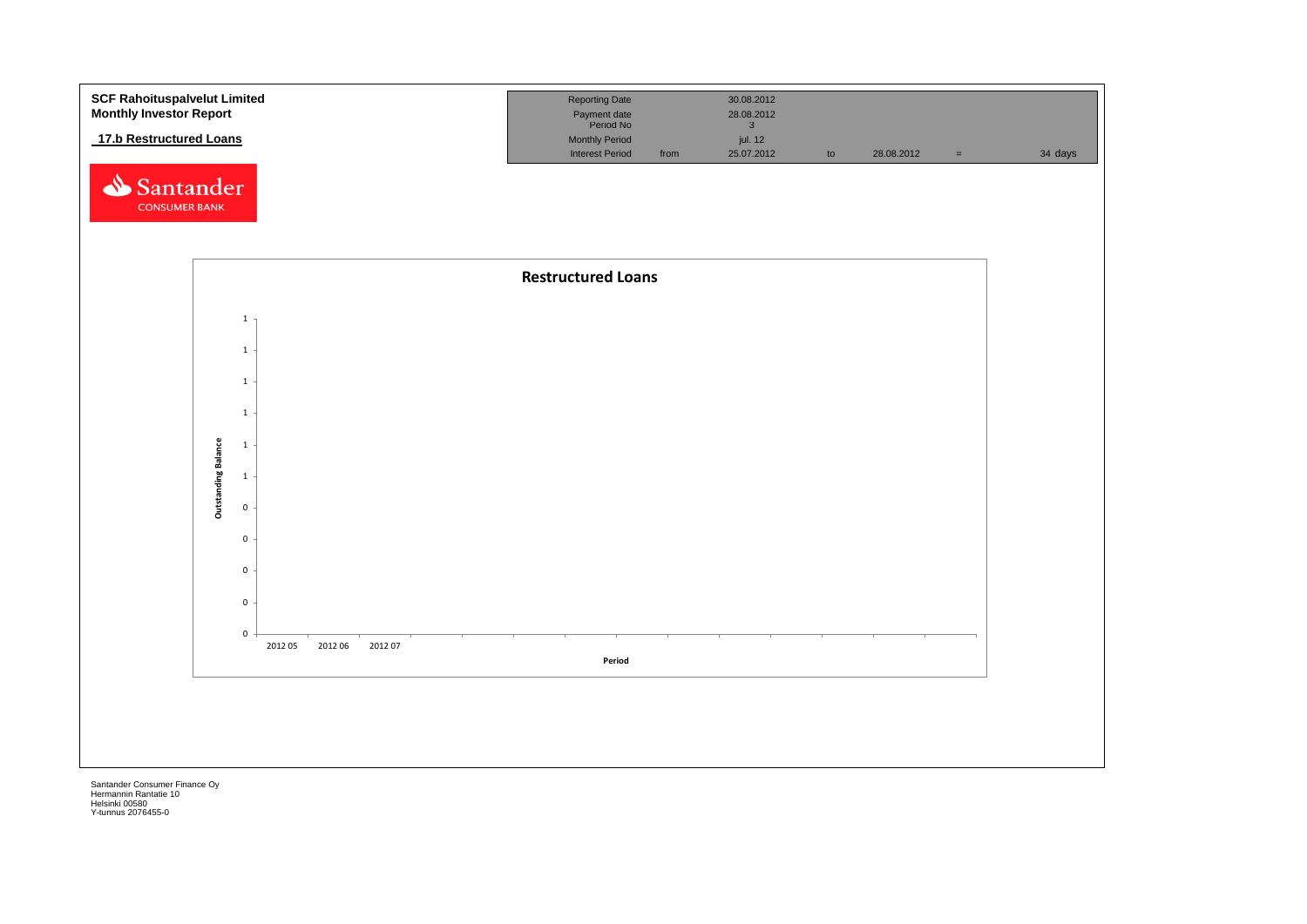**SCF Rahoituspalvelut Limited**
**Monthly Investor Report**

**17.b Restructured Loans**

| | | | | | | | |
|---|---|---|---|---|---|---|---|
| Reporting Date | | 30.08.2012 | | | | | |
| Payment date | | 28.08.2012 | | | | | |
| Period No | | 3 | | | | | |
| Monthly Period | | jul. 12 | | | | | |
| Interest Period | from | 25.07.2012 | to | 28.08.2012 | = | | 34 days |

Restructured Loans

Outstanding Balance

1
1
1
1
1
1
0
0
0
0
0

2012 05
2012 06
2012 07

Period

Santander Consumer Finance Oy
Hermannin Rantatie 10
Helsinki 00580
Y-tunnus 2076455-0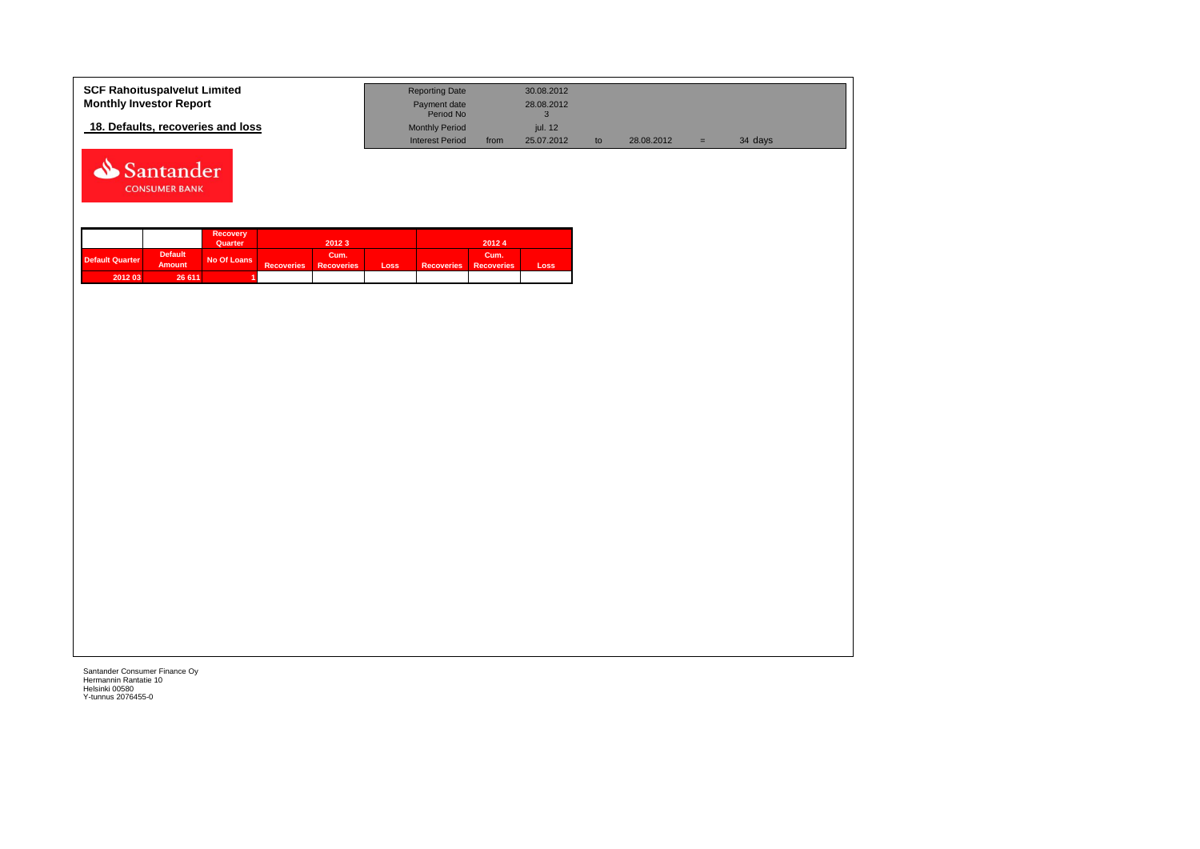**SCF Rahoituspalvelut Limited**
**Monthly Investor Report**

## 18. Defaults, recoveries and loss

| | | | | | | | |
|---|---|---|---|---|---|---|---|
| Reporting Date | | 30.08.2012 | | | | | |
| Payment date | | 28.08.2012 | | | | | |
| Period No | | 3 | | | | | |
| Monthly Period | | jul. 12 | | | | | |
| Interest Period | from | 25.07.2012 | to | 28.08.2012 | = | 34 | days |

Santander CONSUMER BANK

| | | Recovery Quarter | 2012 3 | | | 2012 4 | | |
|---|---|---|---|---|---|---|---|---|
| Default Quarter | Default Amount | No Of Loans | Recoveries | Cum. Recoveries | Loss | Recoveries | Cum. Recoveries | Loss |
| 2012 03 | 26 611 | 1 | | | | | | |

Santander Consumer Finance Oy
Hermannin Rantatie 10
Helsinki 00580
Y-tunnus 2076455-0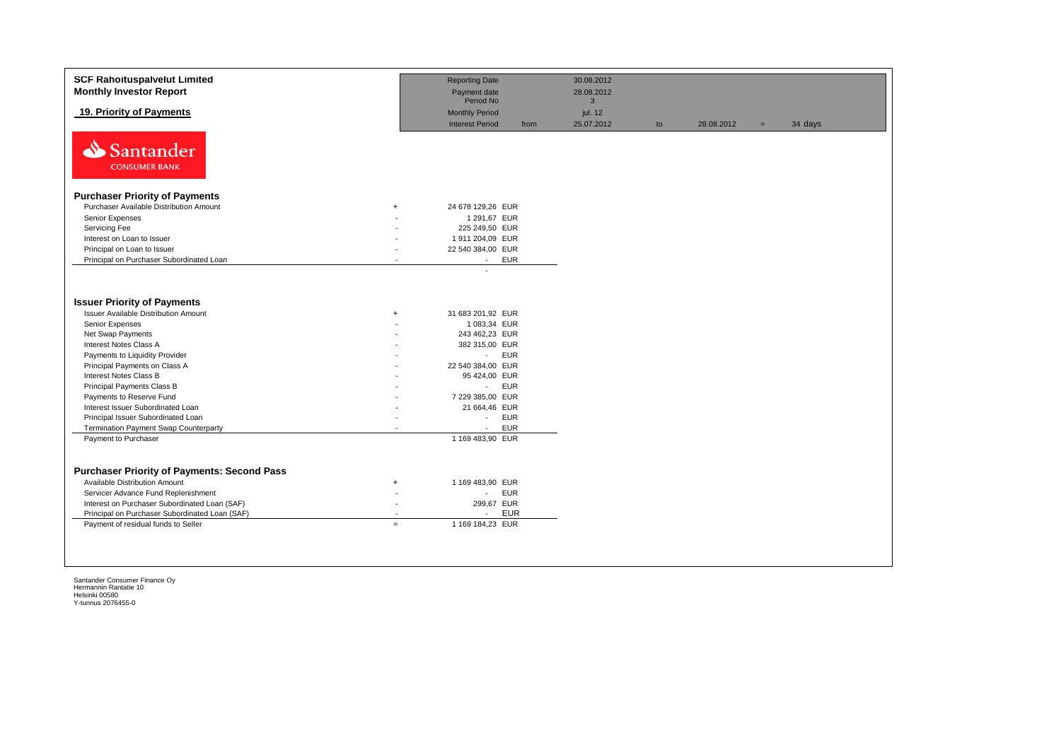**SCF Rahoituspalvelut Limited**
**Monthly Investor Report**

## 19. Priority of Payments

| | | | | | | | |
|---|---|---|---|---|---|---|---|
| Reporting Date | | 30.08.2012 | | | | | |
| Payment date | | 28.08.2012 | | | | | |
| Period No | | 3 | | | | | |
| Monthly Period | | jul. 12 | | | | | |
| Interest Period | from | 25.07.2012 | to | 28.08.2012 | = | 34 days | |

Santander
CONSUMER BANK

### Purchaser Priority of Payments

| | | | |
|---|---|---|---|
| Purchaser Available Distribution Amount | + | 24 678 129,26 | EUR |
| Senior Expenses | - | 1 291,67 | EUR |
| Servicing Fee | - | 225 249,50 | EUR |
| Interest on Loan to Issuer | - | 1 911 204,09 | EUR |
| Principal on Loan to Issuer | - | 22 540 384,00 | EUR |
| Principal on Purchaser Subordinated Loan | - | - | EUR |
| | | - | |

### Issuer Priority of Payments

| | | | |
|---|---|---|---|
| Issuer Available Distribution Amount | + | 31 683 201,92 | EUR |
| Senior Expenses | - | 1 083,34 | EUR |
| Net Swap Payments | - | 243 462,23 | EUR |
| Interest Notes Class A | - | 382 315,00 | EUR |
| Payments to Liquidity Provider | - | - | EUR |
| Principal Payments on Class A | - | 22 540 384,00 | EUR |
| Interest Notes Class B | - | 95 424,00 | EUR |
| Principal Payments Class B | - | - | EUR |
| Payments to Reserve Fund | - | 7 229 385,00 | EUR |
| Interest Issuer Subordinated Loan | - | 21 664,46 | EUR |
| Principal Issuer Subordinated Loan | - | - | EUR |
| Termination Payment Swap Counterparty | - | - | EUR |
| Payment to Purchaser | | 1 169 483,90 | EUR |

### Purchaser Priority of Payments: Second Pass

| | | | |
|---|---|---|---|
| Available Distribution Amount | + | 1 169 483,90 | EUR |
| Servicer Advance Fund Replenishment | - | - | EUR |
| Interest on Purchaser Subordinated Loan (SAF) | - | 299,67 | EUR |
| Principal on Purchaser Subordinated Loan (SAF) | - | - | EUR |
| Payment of residual funds to Seller | = | 1 169 184,23 | EUR |

Santander Consumer Finance Oy
Hermannin Rantatie 10
Helsinki 00580
Y-tunnus 2076455-0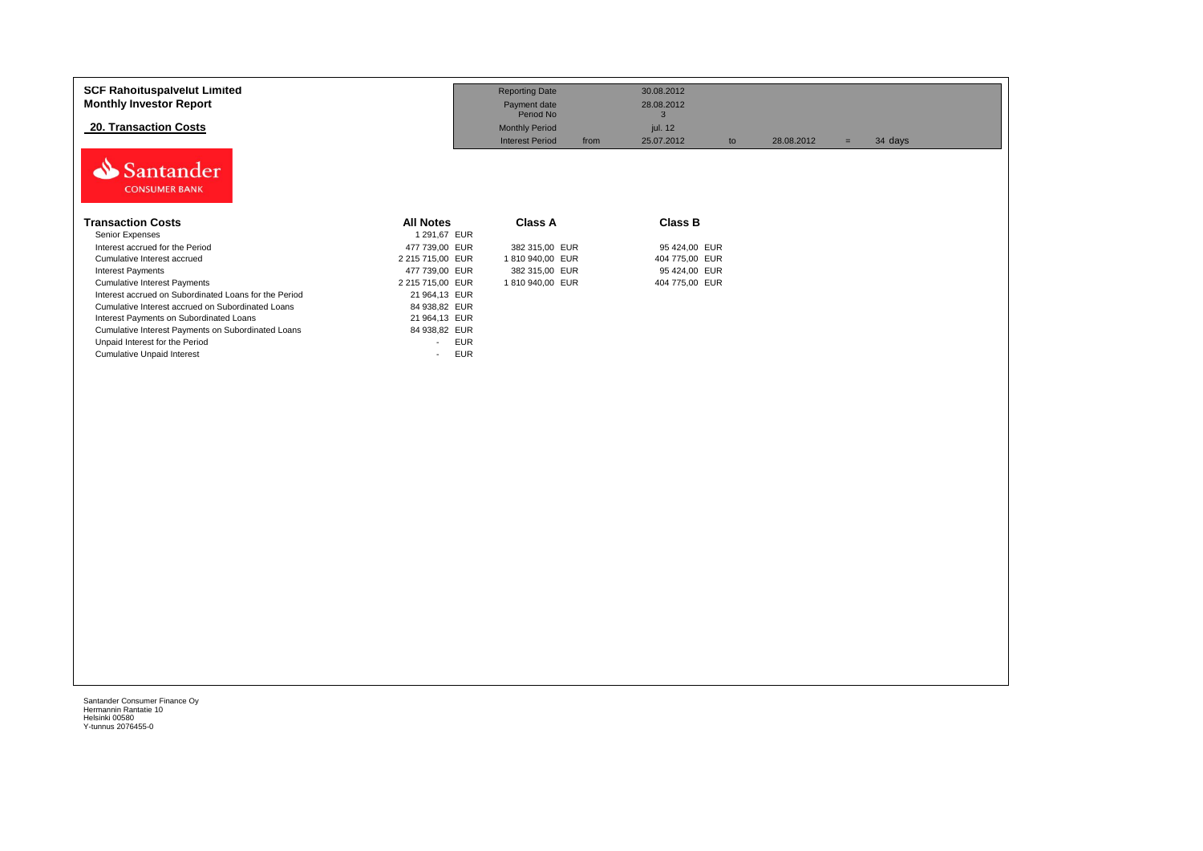**SCF Rahoituspalvelut Limited**
**Monthly Investor Report**

## 20. Transaction Costs

| | | | | | | |
|---|---|---|---|---|---|---|
| Reporting Date | | 30.08.2012 | | | | |
| Payment date | | 28.08.2012 | | | | |
| Period No | | 3 | | | | |
| Monthly Period | | jul. 12 | | | | |
| Interest Period | from | 25.07.2012 | to | 28.08.2012 | = | 34 days |

Santander CONSUMER BANK

| Transaction Costs | All Notes | Class A | Class B |
|---|---|---|---|
| Senior Expenses | 1 291,67 EUR | | |
| Interest accrued for the Period | 477 739,00 EUR | 382 315,00 EUR | 95 424,00 EUR |
| Cumulative Interest accrued | 2 215 715,00 EUR | 1 810 940,00 EUR | 404 775,00 EUR |
| Interest Payments | 477 739,00 EUR | 382 315,00 EUR | 95 424,00 EUR |
| Cumulative Interest Payments | 2 215 715,00 EUR | 1 810 940,00 EUR | 404 775,00 EUR |
| Interest accrued on Subordinated Loans for the Period | 21 964,13 EUR | | |
| Cumulative Interest accrued on Subordinated Loans | 84 938,82 EUR | | |
| Interest Payments on Subordinated Loans | 21 964,13 EUR | | |
| Cumulative Interest Payments on Subordinated Loans | 84 938,82 EUR | | |
| Unpaid Interest for the Period | - EUR | | |
| Cumulative Unpaid Interest | - EUR | | |

Santander Consumer Finance Oy
Hermannin Rantatie 10
Helsinki 00580
Y-tunnus 2076455-0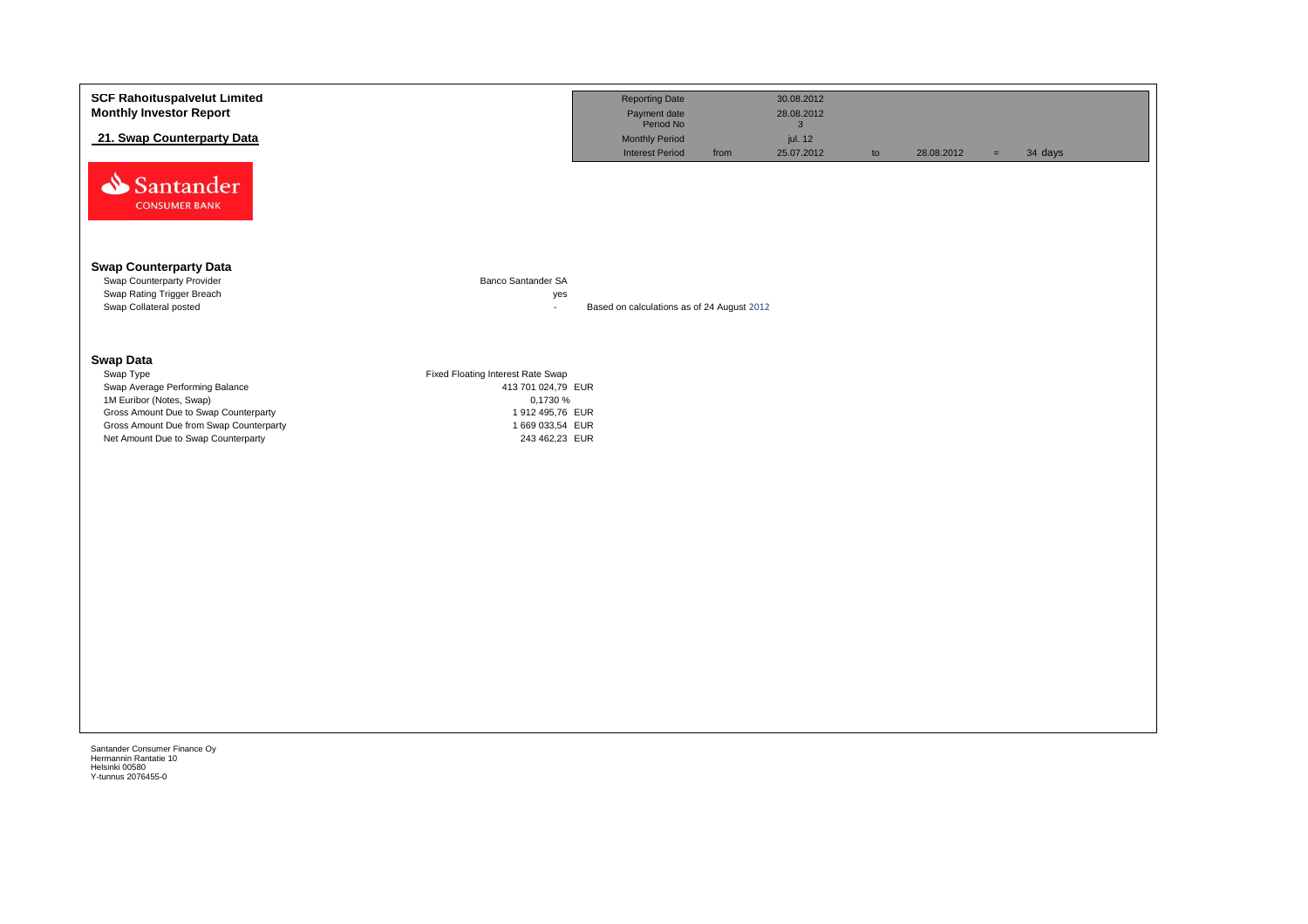**SCF Rahoituspalvelut Limited**
**Monthly Investor Report**

## 21. Swap Counterparty Data

| | | | | | | |
|---|---|---|---|---|---|---|
| Reporting Date | | 30.08.2012 | | | | |
| Payment date | | 28.08.2012 | | | | |
| Period No | | 3 | | | | |
| Monthly Period | | jul. 12 | | | | |
| Interest Period | from | 25.07.2012 | to | 28.08.2012 | = | 34 days |

### Swap Counterparty Data

| | | |
|---|---|---|
| Swap Counterparty Provider | Banco Santander SA | |
| Swap Rating Trigger Breach | yes | |
| Swap Collateral posted | - | Based on calculations as of 24 August 2012 |

### Swap Data

| | |
|---|---|
| Swap Type | Fixed Floating Interest Rate Swap |
| Swap Average Performing Balance | 413 701 024,79 EUR |
| 1M Euribor (Notes, Swap) | 0,1730 % |
| Gross Amount Due to Swap Counterparty | 1 912 495,76 EUR |
| Gross Amount Due from Swap Counterparty | 1 669 033,54 EUR |
| Net Amount Due to Swap Counterparty | 243 462,23 EUR |

Santander Consumer Finance Oy
Hermannin Rantatie 10
Helsinki 00580
Y-tunnus 2076455-0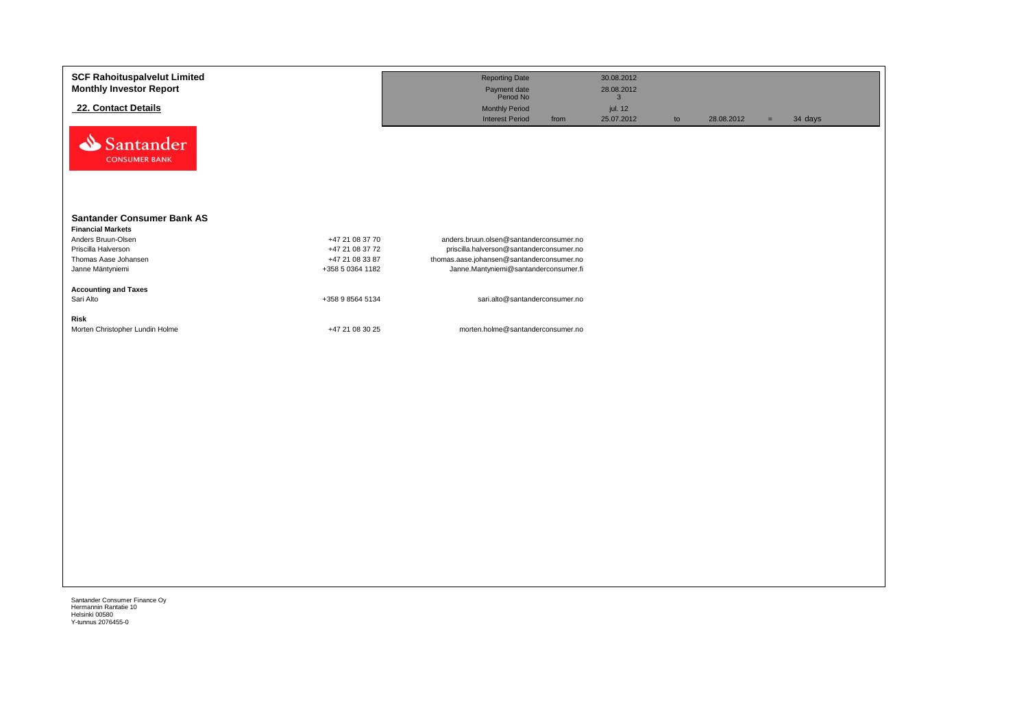**SCF Rahoituspalvelut Limited**
**Monthly Investor Report**

## 22. Contact Details

| | | | | | | |
|---|---|---|---|---|---|---|
| Reporting Date | | 30.08.2012 | | | | |
| Payment date | | 28.08.2012 | | | | |
| Period No | | 3 | | | | |
| Monthly Period | | jul. 12 | | | | |
| Interest Period | from | 25.07.2012 | to | 28.08.2012 | = | 34 days |

Santander
CONSUMER BANK

### Santander Consumer Bank AS

**Financial Markets**

| | | |
|---|---|---|
| Anders Bruun-Olsen | +47 21 08 37 70 | anders.bruun.olsen@santanderconsumer.no |
| Priscilla Halverson | +47 21 08 37 72 | priscilla.halverson@santanderconsumer.no |
| Thomas Aase Johansen | +47 21 08 33 87 | thomas.aase.johansen@santanderconsumer.no |
| Janne Mäntyniemi | +358 5 0364 1182 | Janne.Mantyniemi@santanderconsumer.fi |

**Accounting and Taxes**

| | | |
|---|---|---|
| Sari Alto | +358 9 8564 5134 | sari.alto@santanderconsumer.no |

**Risk**

| | | |
|---|---|---|
| Morten Christopher Lundin Holme | +47 21 08 30 25 | morten.holme@santanderconsumer.no |

Santander Consumer Finance Oy
Hermannin Rantatie 10
Helsinki 00580
Y-tunnus 2076455-0